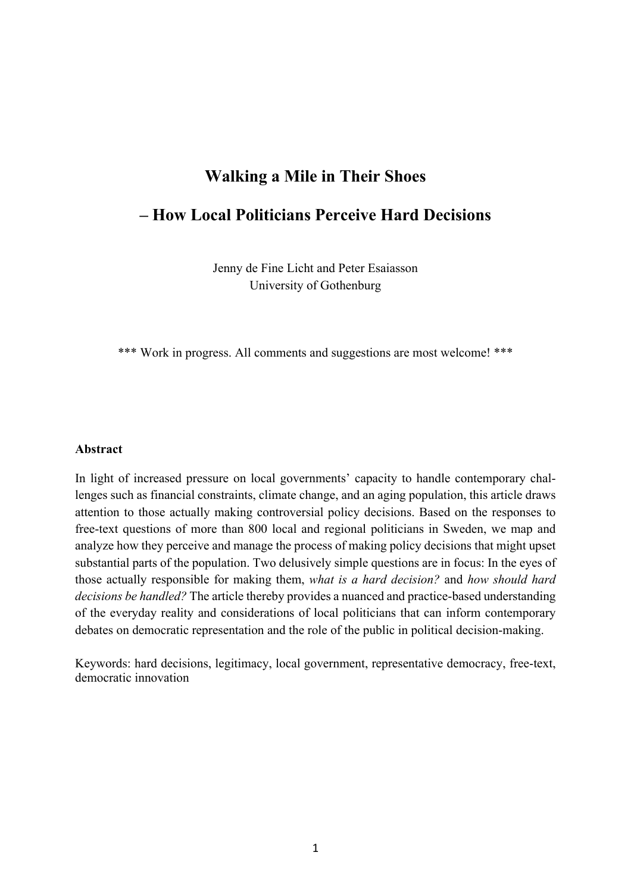# Walking a Mile in Their Shoes

# – How Local Politicians Perceive Hard Decisions

Jenny de Fine Licht and Peter Esaiasson
University of Gothenburg

*** Work in progress. All comments and suggestions are most welcome! ***

**Abstract**

In light of increased pressure on local governments' capacity to handle contemporary challenges such as financial constraints, climate change, and an aging population, this article draws attention to those actually making controversial policy decisions. Based on the responses to free-text questions of more than 800 local and regional politicians in Sweden, we map and analyze how they perceive and manage the process of making policy decisions that might upset substantial parts of the population. Two delusively simple questions are in focus: In the eyes of those actually responsible for making them, *what is a hard decision?* and *how should hard decisions be handled?* The article thereby provides a nuanced and practice-based understanding of the everyday reality and considerations of local politicians that can inform contemporary debates on democratic representation and the role of the public in political decision-making.

Keywords: hard decisions, legitimacy, local government, representative democracy, free-text, democratic innovation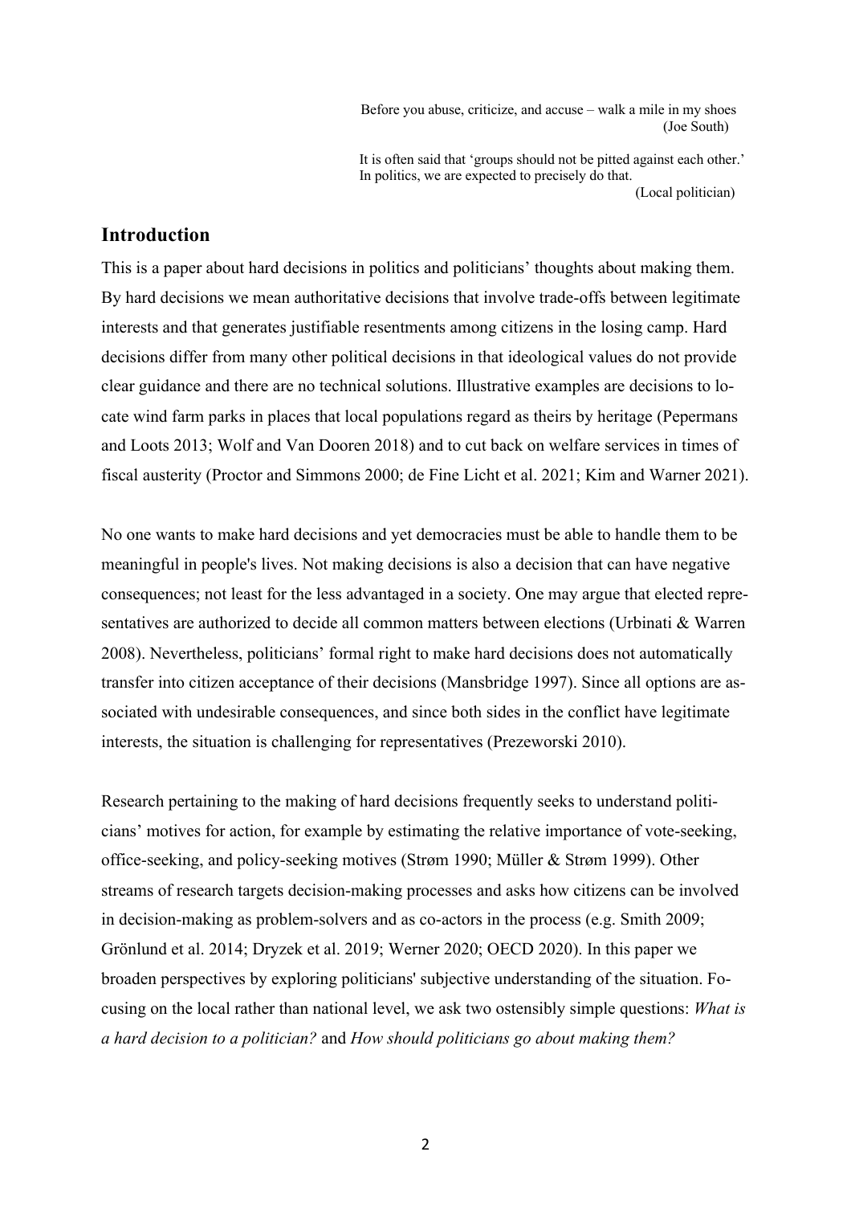> Before you abuse, criticize, and accuse – walk a mile in my shoes
> (Joe South)

> It is often said that 'groups should not be pitted against each other.' In politics, we are expected to precisely do that.
> (Local politician)

## Introduction

This is a paper about hard decisions in politics and politicians' thoughts about making them. By hard decisions we mean authoritative decisions that involve trade-offs between legitimate interests and that generates justifiable resentments among citizens in the losing camp. Hard decisions differ from many other political decisions in that ideological values do not provide clear guidance and there are no technical solutions. Illustrative examples are decisions to locate wind farm parks in places that local populations regard as theirs by heritage (Pepermans and Loots 2013; Wolf and Van Dooren 2018) and to cut back on welfare services in times of fiscal austerity (Proctor and Simmons 2000; de Fine Licht et al. 2021; Kim and Warner 2021).

No one wants to make hard decisions and yet democracies must be able to handle them to be meaningful in people's lives. Not making decisions is also a decision that can have negative consequences; not least for the less advantaged in a society. One may argue that elected representatives are authorized to decide all common matters between elections (Urbinati & Warren 2008). Nevertheless, politicians' formal right to make hard decisions does not automatically transfer into citizen acceptance of their decisions (Mansbridge 1997). Since all options are associated with undesirable consequences, and since both sides in the conflict have legitimate interests, the situation is challenging for representatives (Prezeworski 2010).

Research pertaining to the making of hard decisions frequently seeks to understand politicians' motives for action, for example by estimating the relative importance of vote-seeking, office-seeking, and policy-seeking motives (Strøm 1990; Müller & Strøm 1999). Other streams of research targets decision-making processes and asks how citizens can be involved in decision-making as problem-solvers and as co-actors in the process (e.g. Smith 2009; Grönlund et al. 2014; Dryzek et al. 2019; Werner 2020; OECD 2020). In this paper we broaden perspectives by exploring politicians' subjective understanding of the situation. Focusing on the local rather than national level, we ask two ostensibly simple questions: *What is a hard decision to a politician?* and *How should politicians go about making them?*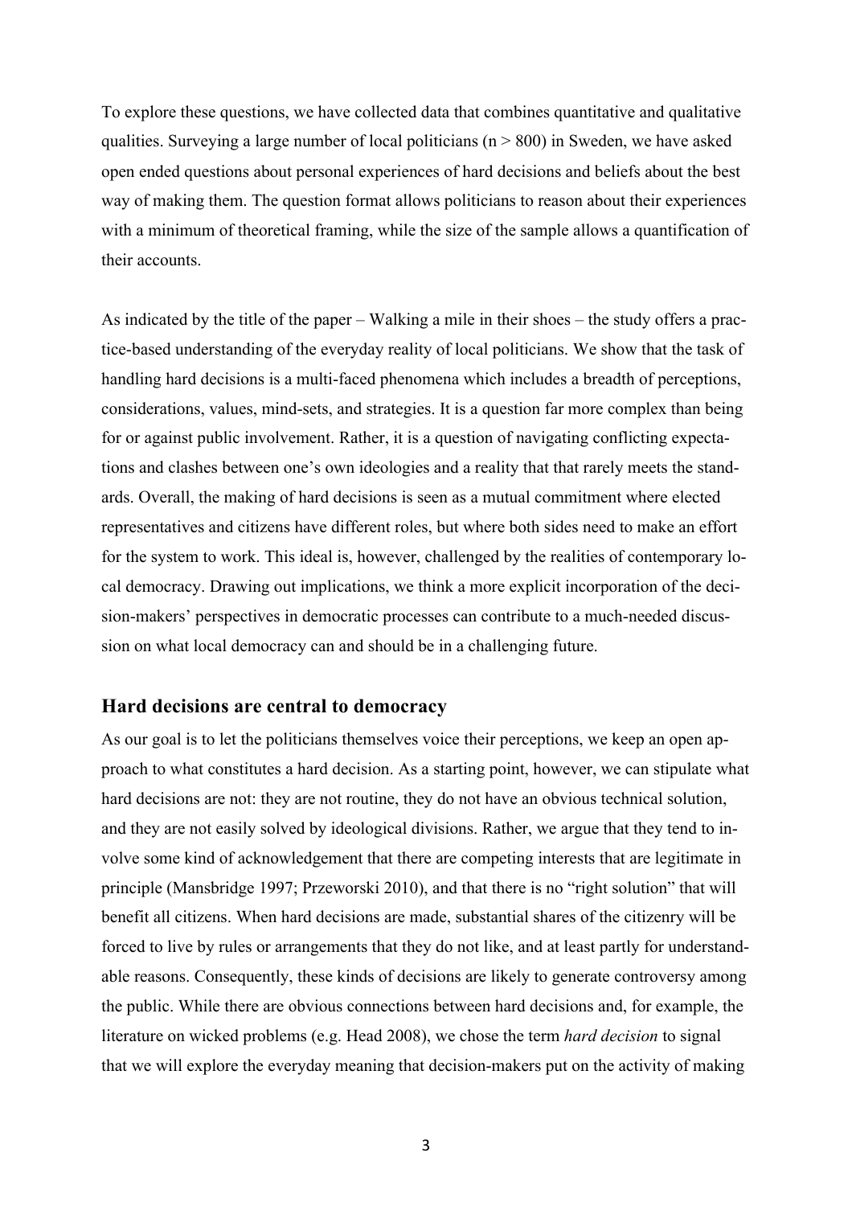To explore these questions, we have collected data that combines quantitative and qualitative qualities. Surveying a large number of local politicians (n > 800) in Sweden, we have asked open ended questions about personal experiences of hard decisions and beliefs about the best way of making them. The question format allows politicians to reason about their experiences with a minimum of theoretical framing, while the size of the sample allows a quantification of their accounts.

As indicated by the title of the paper – Walking a mile in their shoes – the study offers a practice-based understanding of the everyday reality of local politicians. We show that the task of handling hard decisions is a multi-faced phenomena which includes a breadth of perceptions, considerations, values, mind-sets, and strategies. It is a question far more complex than being for or against public involvement. Rather, it is a question of navigating conflicting expectations and clashes between one's own ideologies and a reality that that rarely meets the standards. Overall, the making of hard decisions is seen as a mutual commitment where elected representatives and citizens have different roles, but where both sides need to make an effort for the system to work. This ideal is, however, challenged by the realities of contemporary local democracy. Drawing out implications, we think a more explicit incorporation of the decision-makers' perspectives in democratic processes can contribute to a much-needed discussion on what local democracy can and should be in a challenging future.

## Hard decisions are central to democracy

As our goal is to let the politicians themselves voice their perceptions, we keep an open approach to what constitutes a hard decision. As a starting point, however, we can stipulate what hard decisions are not: they are not routine, they do not have an obvious technical solution, and they are not easily solved by ideological divisions. Rather, we argue that they tend to involve some kind of acknowledgement that there are competing interests that are legitimate in principle (Mansbridge 1997; Przeworski 2010), and that there is no "right solution" that will benefit all citizens. When hard decisions are made, substantial shares of the citizenry will be forced to live by rules or arrangements that they do not like, and at least partly for understandable reasons. Consequently, these kinds of decisions are likely to generate controversy among the public. While there are obvious connections between hard decisions and, for example, the literature on wicked problems (e.g. Head 2008), we chose the term *hard decision* to signal that we will explore the everyday meaning that decision-makers put on the activity of making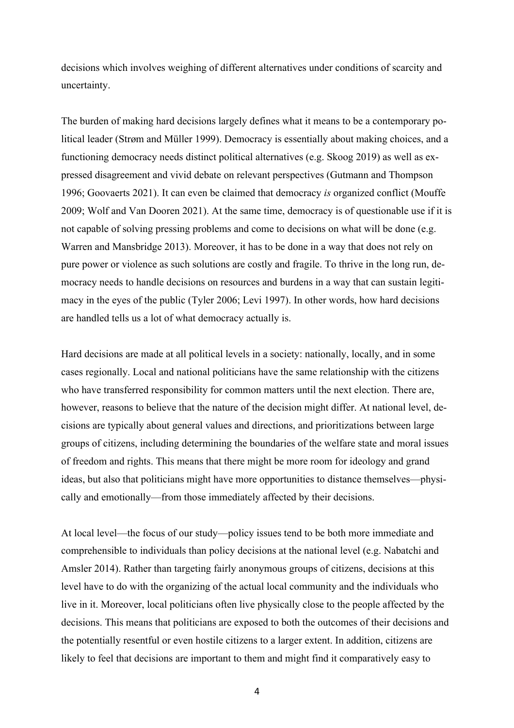decisions which involves weighing of different alternatives under conditions of scarcity and uncertainty.

The burden of making hard decisions largely defines what it means to be a contemporary political leader (Strøm and Müller 1999). Democracy is essentially about making choices, and a functioning democracy needs distinct political alternatives (e.g. Skoog 2019) as well as expressed disagreement and vivid debate on relevant perspectives (Gutmann and Thompson 1996; Goovaerts 2021). It can even be claimed that democracy *is* organized conflict (Mouffe 2009; Wolf and Van Dooren 2021). At the same time, democracy is of questionable use if it is not capable of solving pressing problems and come to decisions on what will be done (e.g. Warren and Mansbridge 2013). Moreover, it has to be done in a way that does not rely on pure power or violence as such solutions are costly and fragile. To thrive in the long run, democracy needs to handle decisions on resources and burdens in a way that can sustain legitimacy in the eyes of the public (Tyler 2006; Levi 1997). In other words, how hard decisions are handled tells us a lot of what democracy actually is.

Hard decisions are made at all political levels in a society: nationally, locally, and in some cases regionally. Local and national politicians have the same relationship with the citizens who have transferred responsibility for common matters until the next election. There are, however, reasons to believe that the nature of the decision might differ. At national level, decisions are typically about general values and directions, and prioritizations between large groups of citizens, including determining the boundaries of the welfare state and moral issues of freedom and rights. This means that there might be more room for ideology and grand ideas, but also that politicians might have more opportunities to distance themselves—physically and emotionally—from those immediately affected by their decisions.

At local level—the focus of our study—policy issues tend to be both more immediate and comprehensible to individuals than policy decisions at the national level (e.g. Nabatchi and Amsler 2014). Rather than targeting fairly anonymous groups of citizens, decisions at this level have to do with the organizing of the actual local community and the individuals who live in it. Moreover, local politicians often live physically close to the people affected by the decisions. This means that politicians are exposed to both the outcomes of their decisions and the potentially resentful or even hostile citizens to a larger extent. In addition, citizens are likely to feel that decisions are important to them and might find it comparatively easy to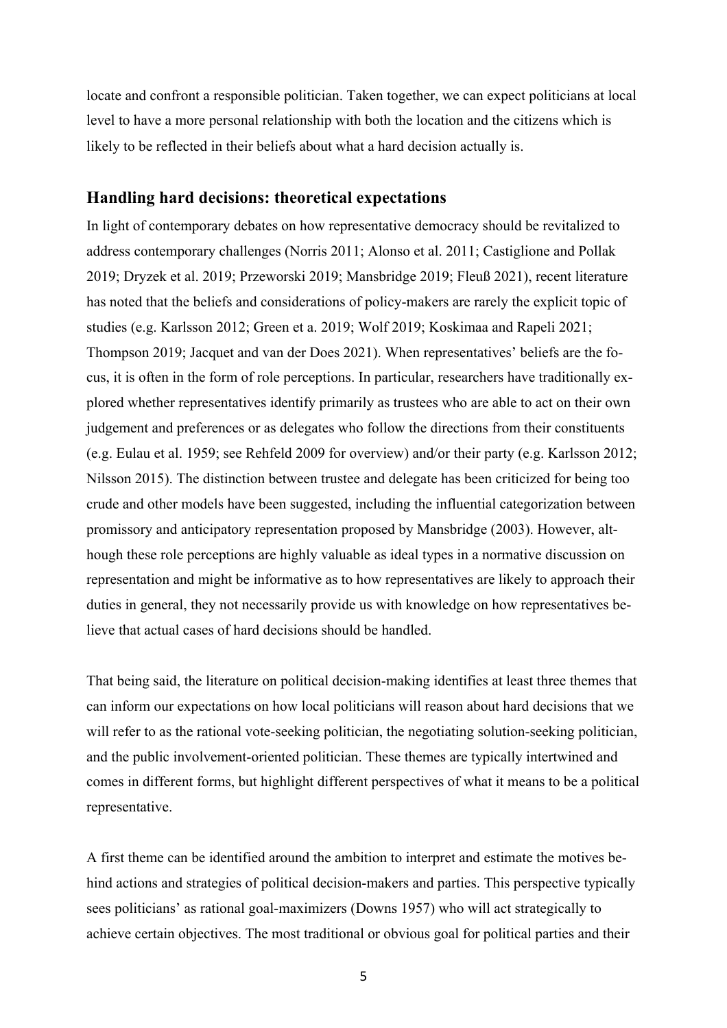locate and confront a responsible politician. Taken together, we can expect politicians at local level to have a more personal relationship with both the location and the citizens which is likely to be reflected in their beliefs about what a hard decision actually is.

## Handling hard decisions: theoretical expectations

In light of contemporary debates on how representative democracy should be revitalized to address contemporary challenges (Norris 2011; Alonso et al. 2011; Castiglione and Pollak 2019; Dryzek et al. 2019; Przeworski 2019; Mansbridge 2019; Fleuß 2021), recent literature has noted that the beliefs and considerations of policy-makers are rarely the explicit topic of studies (e.g. Karlsson 2012; Green et a. 2019; Wolf 2019; Koskimaa and Rapeli 2021; Thompson 2019; Jacquet and van der Does 2021). When representatives' beliefs are the focus, it is often in the form of role perceptions. In particular, researchers have traditionally explored whether representatives identify primarily as trustees who are able to act on their own judgement and preferences or as delegates who follow the directions from their constituents (e.g. Eulau et al. 1959; see Rehfeld 2009 for overview) and/or their party (e.g. Karlsson 2012; Nilsson 2015). The distinction between trustee and delegate has been criticized for being too crude and other models have been suggested, including the influential categorization between promissory and anticipatory representation proposed by Mansbridge (2003). However, although these role perceptions are highly valuable as ideal types in a normative discussion on representation and might be informative as to how representatives are likely to approach their duties in general, they not necessarily provide us with knowledge on how representatives believe that actual cases of hard decisions should be handled.

That being said, the literature on political decision-making identifies at least three themes that can inform our expectations on how local politicians will reason about hard decisions that we will refer to as the rational vote-seeking politician, the negotiating solution-seeking politician, and the public involvement-oriented politician. These themes are typically intertwined and comes in different forms, but highlight different perspectives of what it means to be a political representative.

A first theme can be identified around the ambition to interpret and estimate the motives behind actions and strategies of political decision-makers and parties. This perspective typically sees politicians' as rational goal-maximizers (Downs 1957) who will act strategically to achieve certain objectives. The most traditional or obvious goal for political parties and their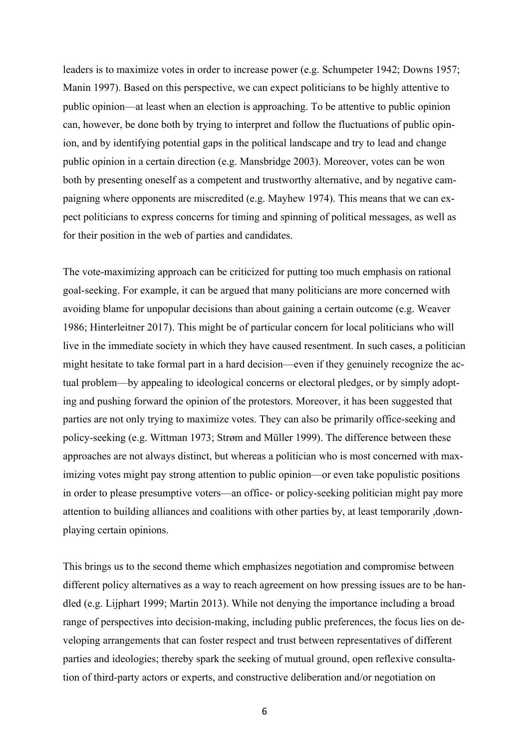leaders is to maximize votes in order to increase power (e.g. Schumpeter 1942; Downs 1957; Manin 1997). Based on this perspective, we can expect politicians to be highly attentive to public opinion—at least when an election is approaching. To be attentive to public opinion can, however, be done both by trying to interpret and follow the fluctuations of public opinion, and by identifying potential gaps in the political landscape and try to lead and change public opinion in a certain direction (e.g. Mansbridge 2003). Moreover, votes can be won both by presenting oneself as a competent and trustworthy alternative, and by negative campaigning where opponents are miscredited (e.g. Mayhew 1974). This means that we can expect politicians to express concerns for timing and spinning of political messages, as well as for their position in the web of parties and candidates.

The vote-maximizing approach can be criticized for putting too much emphasis on rational goal-seeking. For example, it can be argued that many politicians are more concerned with avoiding blame for unpopular decisions than about gaining a certain outcome (e.g. Weaver 1986; Hinterleitner 2017). This might be of particular concern for local politicians who will live in the immediate society in which they have caused resentment. In such cases, a politician might hesitate to take formal part in a hard decision—even if they genuinely recognize the actual problem—by appealing to ideological concerns or electoral pledges, or by simply adopting and pushing forward the opinion of the protestors. Moreover, it has been suggested that parties are not only trying to maximize votes. They can also be primarily office-seeking and policy-seeking (e.g. Wittman 1973; Strøm and Müller 1999). The difference between these approaches are not always distinct, but whereas a politician who is most concerned with maximizing votes might pay strong attention to public opinion—or even take populistic positions in order to please presumptive voters—an office- or policy-seeking politician might pay more attention to building alliances and coalitions with other parties by, at least temporarily ,downplaying certain opinions.

This brings us to the second theme which emphasizes negotiation and compromise between different policy alternatives as a way to reach agreement on how pressing issues are to be handled (e.g. Lijphart 1999; Martin 2013). While not denying the importance including a broad range of perspectives into decision-making, including public preferences, the focus lies on developing arrangements that can foster respect and trust between representatives of different parties and ideologies; thereby spark the seeking of mutual ground, open reflexive consultation of third-party actors or experts, and constructive deliberation and/or negotiation on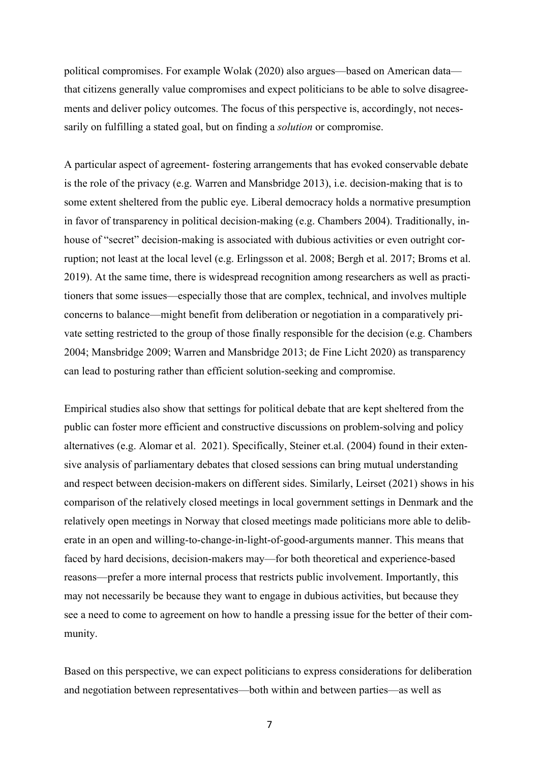political compromises. For example Wolak (2020) also argues—based on American data—that citizens generally value compromises and expect politicians to be able to solve disagreements and deliver policy outcomes. The focus of this perspective is, accordingly, not necessarily on fulfilling a stated goal, but on finding a *solution* or compromise.

A particular aspect of agreement- fostering arrangements that has evoked conservable debate is the role of the privacy (e.g. Warren and Mansbridge 2013), i.e. decision-making that is to some extent sheltered from the public eye. Liberal democracy holds a normative presumption in favor of transparency in political decision-making (e.g. Chambers 2004). Traditionally, in-house of "secret" decision-making is associated with dubious activities or even outright corruption; not least at the local level (e.g. Erlingsson et al. 2008; Bergh et al. 2017; Broms et al. 2019). At the same time, there is widespread recognition among researchers as well as practitioners that some issues—especially those that are complex, technical, and involves multiple concerns to balance—might benefit from deliberation or negotiation in a comparatively private setting restricted to the group of those finally responsible for the decision (e.g. Chambers 2004; Mansbridge 2009; Warren and Mansbridge 2013; de Fine Licht 2020) as transparency can lead to posturing rather than efficient solution-seeking and compromise.

Empirical studies also show that settings for political debate that are kept sheltered from the public can foster more efficient and constructive discussions on problem-solving and policy alternatives (e.g. Alomar et al. 2021). Specifically, Steiner et.al. (2004) found in their extensive analysis of parliamentary debates that closed sessions can bring mutual understanding and respect between decision-makers on different sides. Similarly, Leirset (2021) shows in his comparison of the relatively closed meetings in local government settings in Denmark and the relatively open meetings in Norway that closed meetings made politicians more able to deliberate in an open and willing-to-change-in-light-of-good-arguments manner. This means that faced by hard decisions, decision-makers may—for both theoretical and experience-based reasons—prefer a more internal process that restricts public involvement. Importantly, this may not necessarily be because they want to engage in dubious activities, but because they see a need to come to agreement on how to handle a pressing issue for the better of their community.

Based on this perspective, we can expect politicians to express considerations for deliberation and negotiation between representatives—both within and between parties—as well as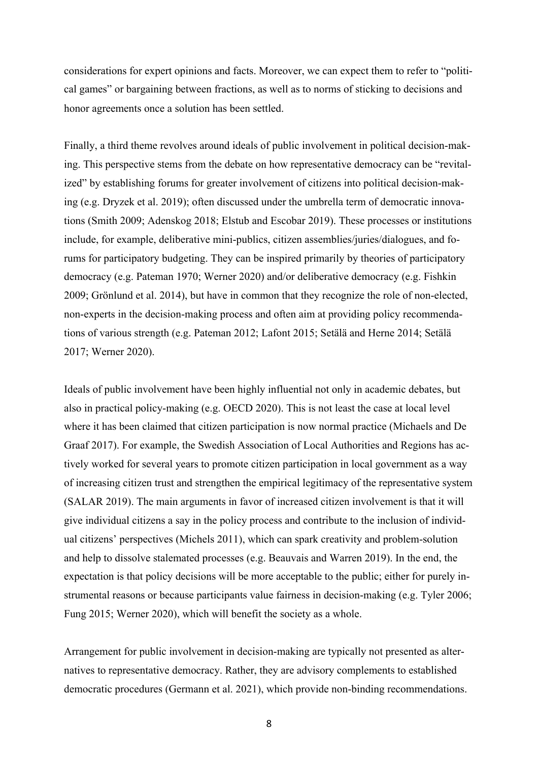considerations for expert opinions and facts. Moreover, we can expect them to refer to "political games" or bargaining between fractions, as well as to norms of sticking to decisions and honor agreements once a solution has been settled.

Finally, a third theme revolves around ideals of public involvement in political decision-making. This perspective stems from the debate on how representative democracy can be "revitalized" by establishing forums for greater involvement of citizens into political decision-making (e.g. Dryzek et al. 2019); often discussed under the umbrella term of democratic innovations (Smith 2009; Adenskog 2018; Elstub and Escobar 2019). These processes or institutions include, for example, deliberative mini-publics, citizen assemblies/juries/dialogues, and forums for participatory budgeting. They can be inspired primarily by theories of participatory democracy (e.g. Pateman 1970; Werner 2020) and/or deliberative democracy (e.g. Fishkin 2009; Grönlund et al. 2014), but have in common that they recognize the role of non-elected, non-experts in the decision-making process and often aim at providing policy recommendations of various strength (e.g. Pateman 2012; Lafont 2015; Setälä and Herne 2014; Setälä 2017; Werner 2020).

Ideals of public involvement have been highly influential not only in academic debates, but also in practical policy-making (e.g. OECD 2020). This is not least the case at local level where it has been claimed that citizen participation is now normal practice (Michaels and De Graaf 2017). For example, the Swedish Association of Local Authorities and Regions has actively worked for several years to promote citizen participation in local government as a way of increasing citizen trust and strengthen the empirical legitimacy of the representative system (SALAR 2019). The main arguments in favor of increased citizen involvement is that it will give individual citizens a say in the policy process and contribute to the inclusion of individual citizens' perspectives (Michels 2011), which can spark creativity and problem-solution and help to dissolve stalemated processes (e.g. Beauvais and Warren 2019). In the end, the expectation is that policy decisions will be more acceptable to the public; either for purely instrumental reasons or because participants value fairness in decision-making (e.g. Tyler 2006; Fung 2015; Werner 2020), which will benefit the society as a whole.

Arrangement for public involvement in decision-making are typically not presented as alternatives to representative democracy. Rather, they are advisory complements to established democratic procedures (Germann et al. 2021), which provide non-binding recommendations.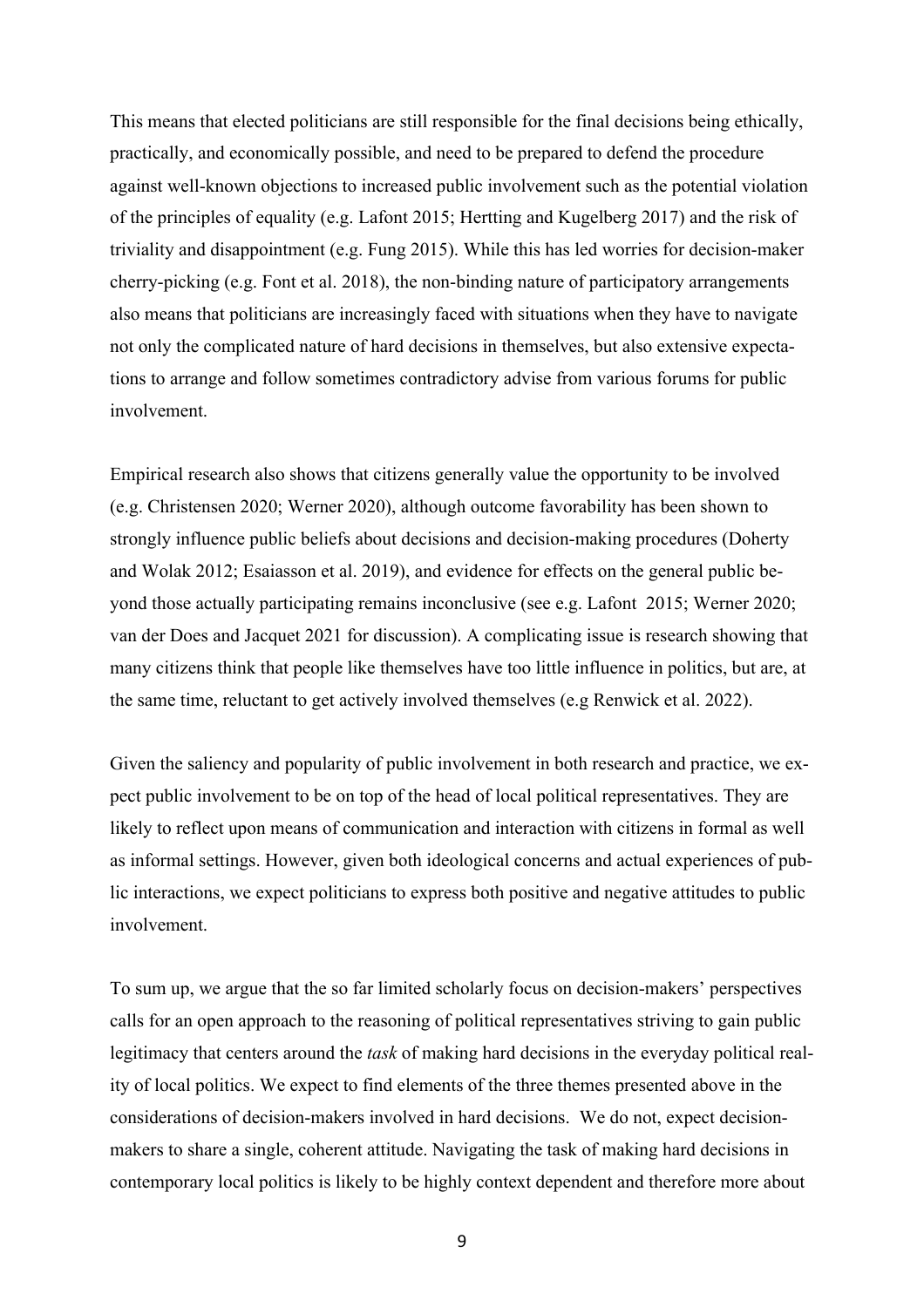This means that elected politicians are still responsible for the final decisions being ethically, practically, and economically possible, and need to be prepared to defend the procedure against well-known objections to increased public involvement such as the potential violation of the principles of equality (e.g. Lafont 2015; Hertting and Kugelberg 2017) and the risk of triviality and disappointment (e.g. Fung 2015). While this has led worries for decision-maker cherry-picking (e.g. Font et al. 2018), the non-binding nature of participatory arrangements also means that politicians are increasingly faced with situations when they have to navigate not only the complicated nature of hard decisions in themselves, but also extensive expectations to arrange and follow sometimes contradictory advise from various forums for public involvement.

Empirical research also shows that citizens generally value the opportunity to be involved (e.g. Christensen 2020; Werner 2020), although outcome favorability has been shown to strongly influence public beliefs about decisions and decision-making procedures (Doherty and Wolak 2012; Esaiasson et al. 2019), and evidence for effects on the general public beyond those actually participating remains inconclusive (see e.g. Lafont 2015; Werner 2020; van der Does and Jacquet 2021 for discussion). A complicating issue is research showing that many citizens think that people like themselves have too little influence in politics, but are, at the same time, reluctant to get actively involved themselves (e.g Renwick et al. 2022).

Given the saliency and popularity of public involvement in both research and practice, we expect public involvement to be on top of the head of local political representatives. They are likely to reflect upon means of communication and interaction with citizens in formal as well as informal settings. However, given both ideological concerns and actual experiences of public interactions, we expect politicians to express both positive and negative attitudes to public involvement.

To sum up, we argue that the so far limited scholarly focus on decision-makers' perspectives calls for an open approach to the reasoning of political representatives striving to gain public legitimacy that centers around the *task* of making hard decisions in the everyday political reality of local politics. We expect to find elements of the three themes presented above in the considerations of decision-makers involved in hard decisions. We do not, expect decision-makers to share a single, coherent attitude. Navigating the task of making hard decisions in contemporary local politics is likely to be highly context dependent and therefore more about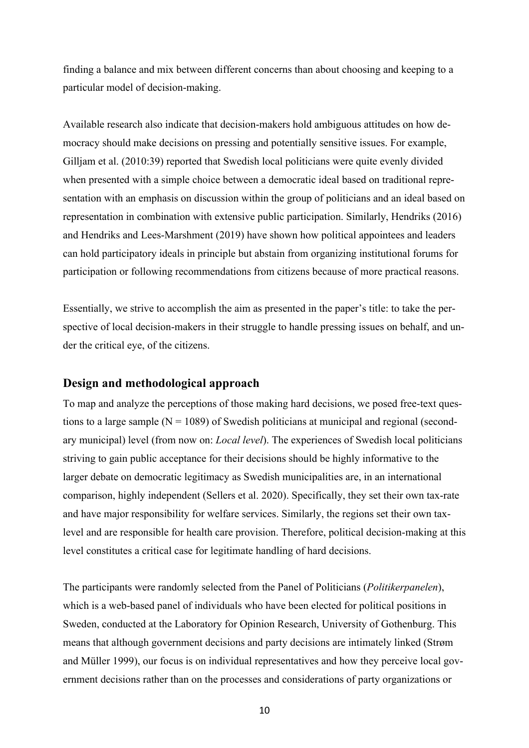finding a balance and mix between different concerns than about choosing and keeping to a particular model of decision-making.

Available research also indicate that decision-makers hold ambiguous attitudes on how democracy should make decisions on pressing and potentially sensitive issues. For example, Gilljam et al. (2010:39) reported that Swedish local politicians were quite evenly divided when presented with a simple choice between a democratic ideal based on traditional representation with an emphasis on discussion within the group of politicians and an ideal based on representation in combination with extensive public participation. Similarly, Hendriks (2016) and Hendriks and Lees-Marshment (2019) have shown how political appointees and leaders can hold participatory ideals in principle but abstain from organizing institutional forums for participation or following recommendations from citizens because of more practical reasons.

Essentially, we strive to accomplish the aim as presented in the paper's title: to take the perspective of local decision-makers in their struggle to handle pressing issues on behalf, and under the critical eye, of the citizens.

## Design and methodological approach

To map and analyze the perceptions of those making hard decisions, we posed free-text questions to a large sample (N = 1089) of Swedish politicians at municipal and regional (secondary municipal) level (from now on: *Local level*). The experiences of Swedish local politicians striving to gain public acceptance for their decisions should be highly informative to the larger debate on democratic legitimacy as Swedish municipalities are, in an international comparison, highly independent (Sellers et al. 2020). Specifically, they set their own tax-rate and have major responsibility for welfare services. Similarly, the regions set their own tax-level and are responsible for health care provision. Therefore, political decision-making at this level constitutes a critical case for legitimate handling of hard decisions.

The participants were randomly selected from the Panel of Politicians (*Politikerpanelen*), which is a web-based panel of individuals who have been elected for political positions in Sweden, conducted at the Laboratory for Opinion Research, University of Gothenburg. This means that although government decisions and party decisions are intimately linked (Strøm and Müller 1999), our focus is on individual representatives and how they perceive local government decisions rather than on the processes and considerations of party organizations or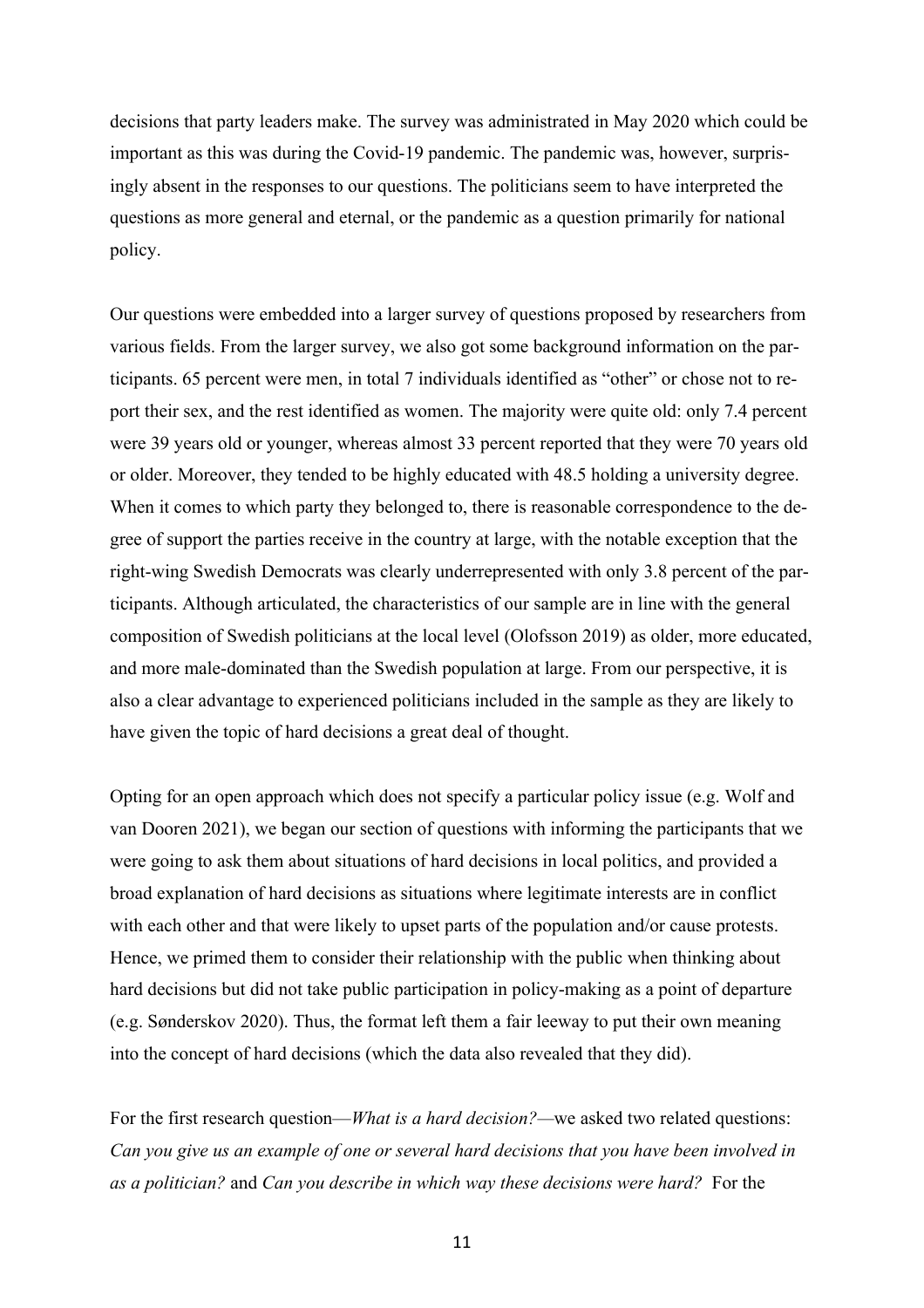decisions that party leaders make. The survey was administrated in May 2020 which could be important as this was during the Covid-19 pandemic. The pandemic was, however, surprisingly absent in the responses to our questions. The politicians seem to have interpreted the questions as more general and eternal, or the pandemic as a question primarily for national policy.

Our questions were embedded into a larger survey of questions proposed by researchers from various fields. From the larger survey, we also got some background information on the participants. 65 percent were men, in total 7 individuals identified as "other" or chose not to report their sex, and the rest identified as women. The majority were quite old: only 7.4 percent were 39 years old or younger, whereas almost 33 percent reported that they were 70 years old or older. Moreover, they tended to be highly educated with 48.5 holding a university degree. When it comes to which party they belonged to, there is reasonable correspondence to the degree of support the parties receive in the country at large, with the notable exception that the right-wing Swedish Democrats was clearly underrepresented with only 3.8 percent of the participants. Although articulated, the characteristics of our sample are in line with the general composition of Swedish politicians at the local level (Olofsson 2019) as older, more educated, and more male-dominated than the Swedish population at large. From our perspective, it is also a clear advantage to experienced politicians included in the sample as they are likely to have given the topic of hard decisions a great deal of thought.

Opting for an open approach which does not specify a particular policy issue (e.g. Wolf and van Dooren 2021), we began our section of questions with informing the participants that we were going to ask them about situations of hard decisions in local politics, and provided a broad explanation of hard decisions as situations where legitimate interests are in conflict with each other and that were likely to upset parts of the population and/or cause protests. Hence, we primed them to consider their relationship with the public when thinking about hard decisions but did not take public participation in policy-making as a point of departure (e.g. Sønderskov 2020). Thus, the format left them a fair leeway to put their own meaning into the concept of hard decisions (which the data also revealed that they did).

For the first research question—*What is a hard decision?*—we asked two related questions: *Can you give us an example of one or several hard decisions that you have been involved in as a politician?* and *Can you describe in which way these decisions were hard?* For the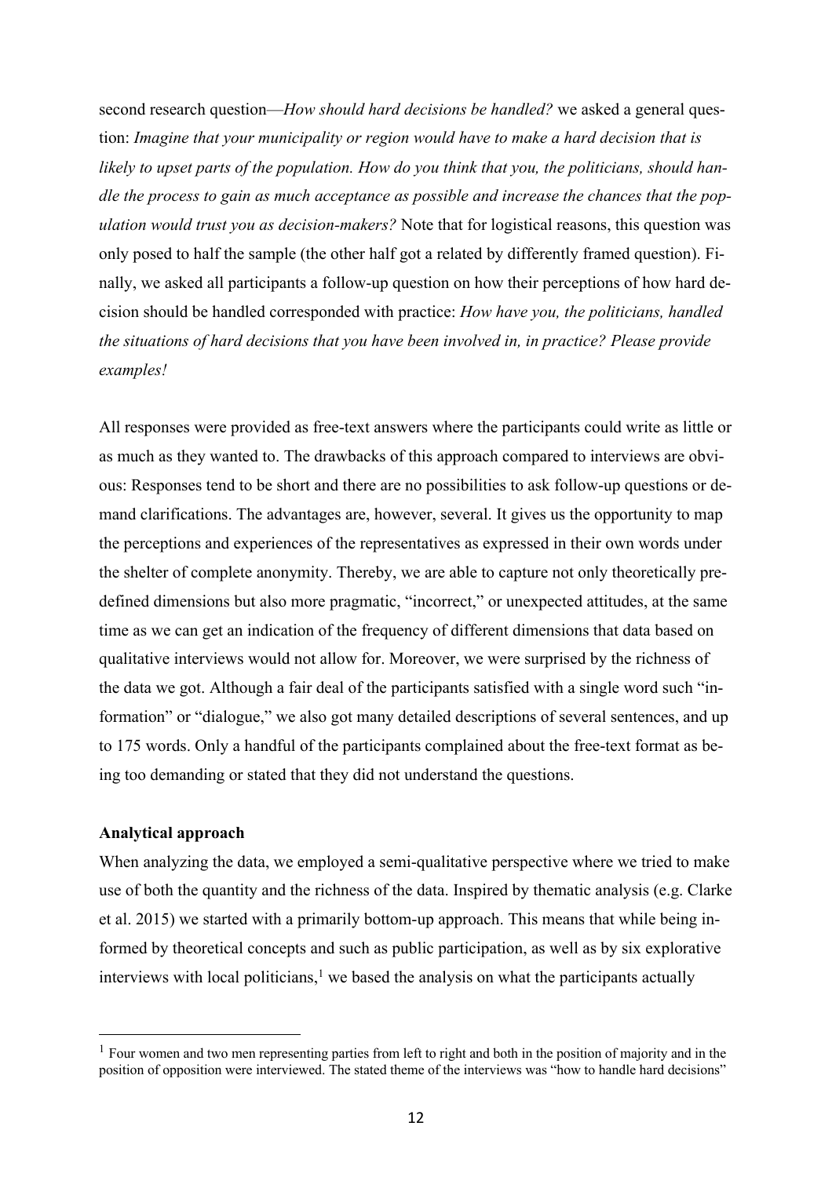second research question—*How should hard decisions be handled?* we asked a general question: *Imagine that your municipality or region would have to make a hard decision that is likely to upset parts of the population. How do you think that you, the politicians, should handle the process to gain as much acceptance as possible and increase the chances that the population would trust you as decision-makers?* Note that for logistical reasons, this question was only posed to half the sample (the other half got a related by differently framed question). Finally, we asked all participants a follow-up question on how their perceptions of how hard decision should be handled corresponded with practice: *How have you, the politicians, handled the situations of hard decisions that you have been involved in, in practice? Please provide examples!*

All responses were provided as free-text answers where the participants could write as little or as much as they wanted to. The drawbacks of this approach compared to interviews are obvious: Responses tend to be short and there are no possibilities to ask follow-up questions or demand clarifications. The advantages are, however, several. It gives us the opportunity to map the perceptions and experiences of the representatives as expressed in their own words under the shelter of complete anonymity. Thereby, we are able to capture not only theoretically predefined dimensions but also more pragmatic, "incorrect," or unexpected attitudes, at the same time as we can get an indication of the frequency of different dimensions that data based on qualitative interviews would not allow for. Moreover, we were surprised by the richness of the data we got. Although a fair deal of the participants satisfied with a single word such "information" or "dialogue," we also got many detailed descriptions of several sentences, and up to 175 words. Only a handful of the participants complained about the free-text format as being too demanding or stated that they did not understand the questions.

**Analytical approach**

When analyzing the data, we employed a semi-qualitative perspective where we tried to make use of both the quantity and the richness of the data. Inspired by thematic analysis (e.g. Clarke et al. 2015) we started with a primarily bottom-up approach. This means that while being informed by theoretical concepts and such as public participation, as well as by six explorative interviews with local politicians,[1] we based the analysis on what the participants actually

[1] Four women and two men representing parties from left to right and both in the position of majority and in the position of opposition were interviewed. The stated theme of the interviews was "how to handle hard decisions"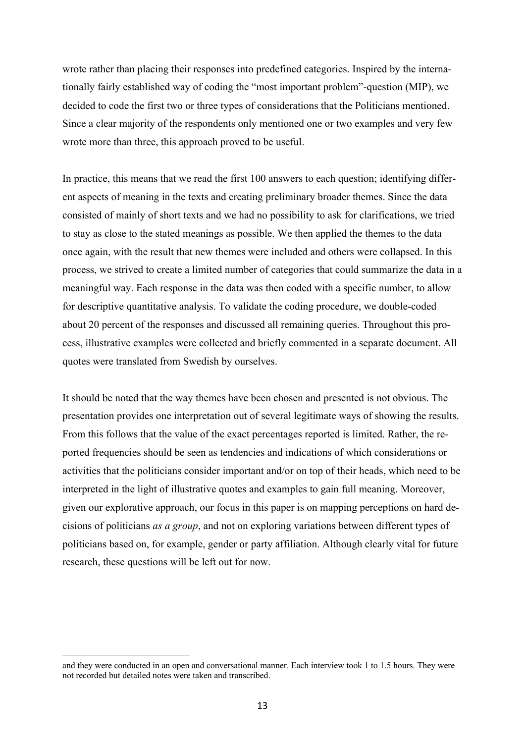wrote rather than placing their responses into predefined categories. Inspired by the internationally fairly established way of coding the "most important problem"-question (MIP), we decided to code the first two or three types of considerations that the Politicians mentioned. Since a clear majority of the respondents only mentioned one or two examples and very few wrote more than three, this approach proved to be useful.

In practice, this means that we read the first 100 answers to each question; identifying different aspects of meaning in the texts and creating preliminary broader themes. Since the data consisted of mainly of short texts and we had no possibility to ask for clarifications, we tried to stay as close to the stated meanings as possible. We then applied the themes to the data once again, with the result that new themes were included and others were collapsed. In this process, we strived to create a limited number of categories that could summarize the data in a meaningful way. Each response in the data was then coded with a specific number, to allow for descriptive quantitative analysis. To validate the coding procedure, we double-coded about 20 percent of the responses and discussed all remaining queries. Throughout this process, illustrative examples were collected and briefly commented in a separate document. All quotes were translated from Swedish by ourselves.

It should be noted that the way themes have been chosen and presented is not obvious. The presentation provides one interpretation out of several legitimate ways of showing the results. From this follows that the value of the exact percentages reported is limited. Rather, the reported frequencies should be seen as tendencies and indications of which considerations or activities that the politicians consider important and/or on top of their heads, which need to be interpreted in the light of illustrative quotes and examples to gain full meaning. Moreover, given our explorative approach, our focus in this paper is on mapping perceptions on hard decisions of politicians *as a group*, and not on exploring variations between different types of politicians based on, for example, gender or party affiliation. Although clearly vital for future research, these questions will be left out for now.

---

and they were conducted in an open and conversational manner. Each interview took 1 to 1.5 hours. They were not recorded but detailed notes were taken and transcribed.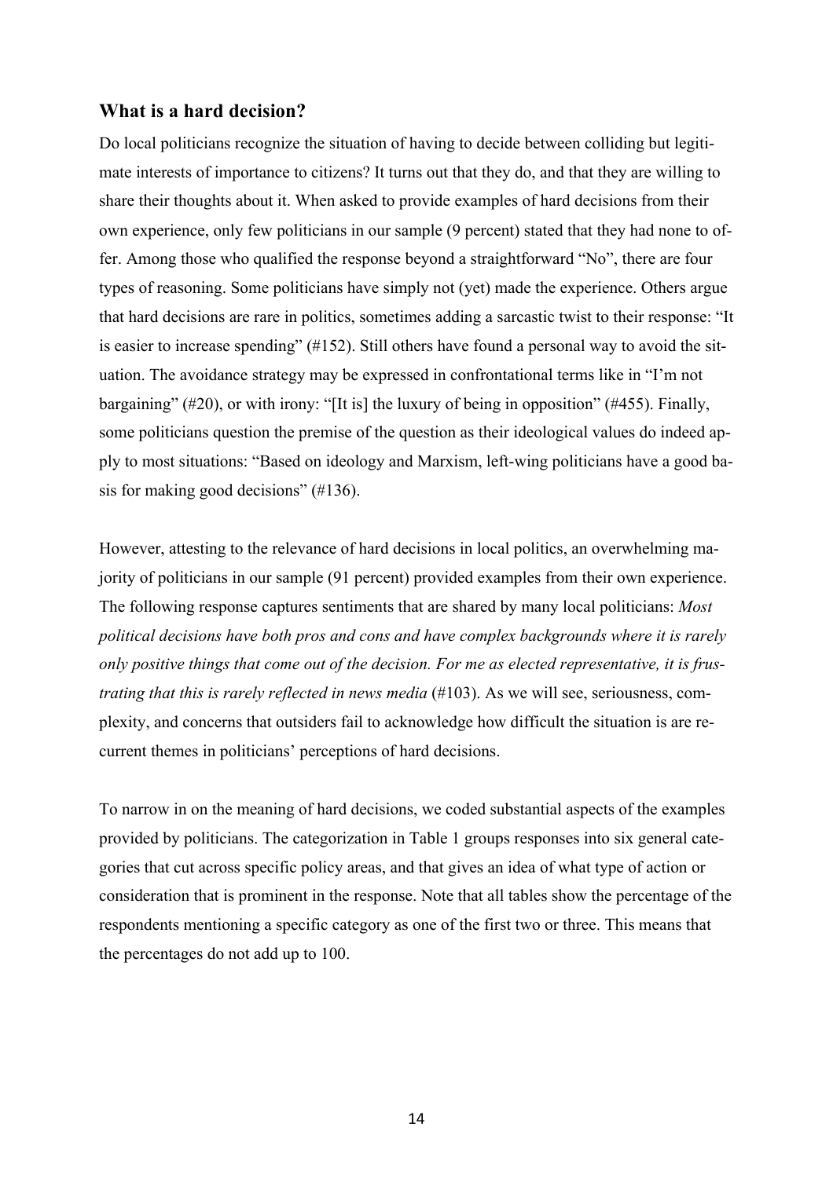## What is a hard decision?

Do local politicians recognize the situation of having to decide between colliding but legitimate interests of importance to citizens? It turns out that they do, and that they are willing to share their thoughts about it. When asked to provide examples of hard decisions from their own experience, only few politicians in our sample (9 percent) stated that they had none to offer. Among those who qualified the response beyond a straightforward "No", there are four types of reasoning. Some politicians have simply not (yet) made the experience. Others argue that hard decisions are rare in politics, sometimes adding a sarcastic twist to their response: "It is easier to increase spending" (#152). Still others have found a personal way to avoid the situation. The avoidance strategy may be expressed in confrontational terms like in "I'm not bargaining" (#20), or with irony: "[It is] the luxury of being in opposition" (#455). Finally, some politicians question the premise of the question as their ideological values do indeed apply to most situations: "Based on ideology and Marxism, left-wing politicians have a good basis for making good decisions" (#136).

However, attesting to the relevance of hard decisions in local politics, an overwhelming majority of politicians in our sample (91 percent) provided examples from their own experience. The following response captures sentiments that are shared by many local politicians: *Most political decisions have both pros and cons and have complex backgrounds where it is rarely only positive things that come out of the decision. For me as elected representative, it is frustrating that this is rarely reflected in news media* (#103). As we will see, seriousness, complexity, and concerns that outsiders fail to acknowledge how difficult the situation is are recurrent themes in politicians' perceptions of hard decisions.

To narrow in on the meaning of hard decisions, we coded substantial aspects of the examples provided by politicians. The categorization in Table 1 groups responses into six general categories that cut across specific policy areas, and that gives an idea of what type of action or consideration that is prominent in the response. Note that all tables show the percentage of the respondents mentioning a specific category as one of the first two or three. This means that the percentages do not add up to 100.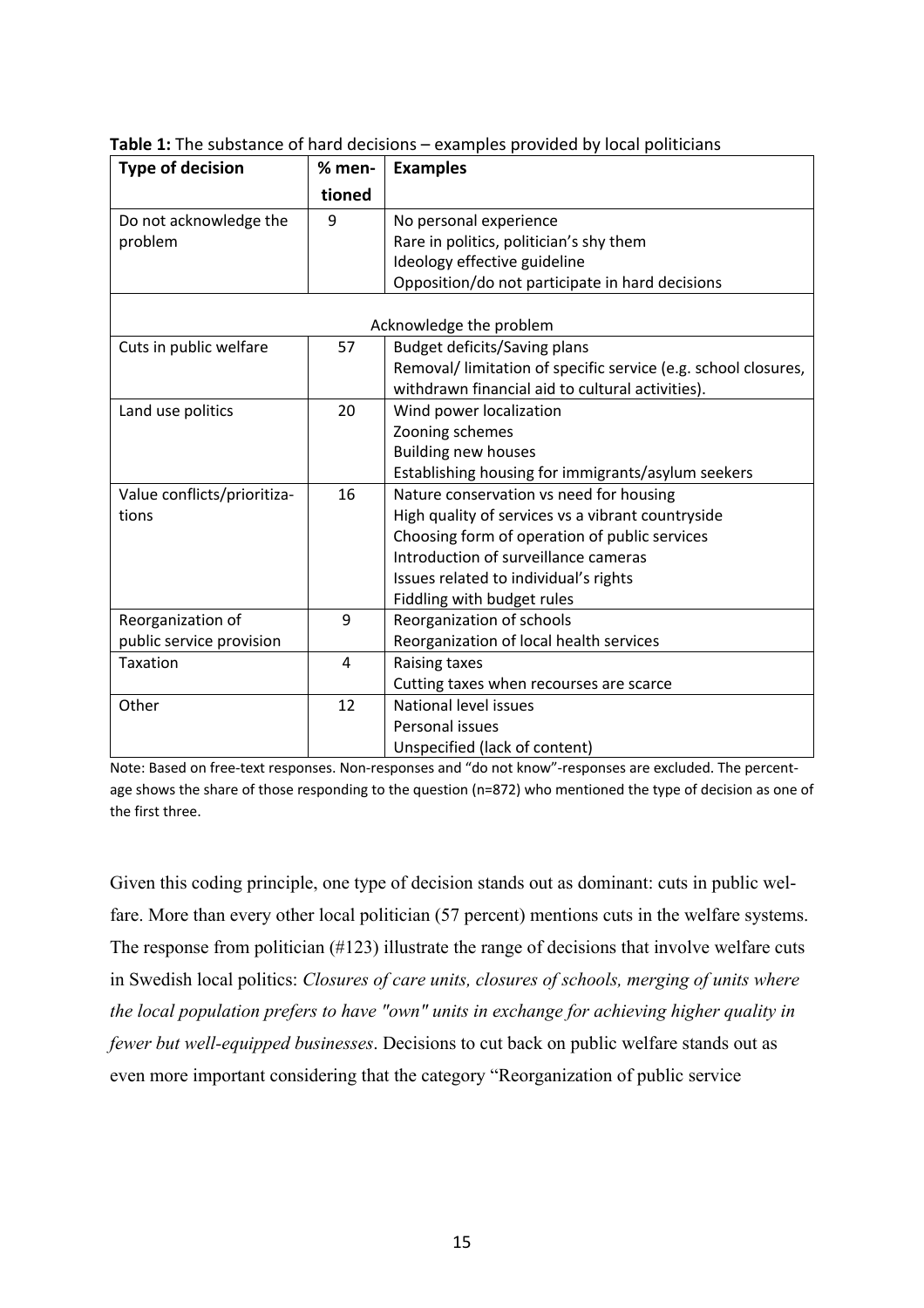**Table 1:** The substance of hard decisions – examples provided by local politicians

| Type of decision | % mentioned | Examples |
|---|---|---|
| Do not acknowledge the problem | 9 | No personal experience<br>Rare in politics, politician's shy them<br>Ideology effective guideline<br>Opposition/do not participate in hard decisions |
| Acknowledge the problem | | |
| Cuts in public welfare | 57 | Budget deficits/Saving plans<br>Removal/ limitation of specific service (e.g. school closures, withdrawn financial aid to cultural activities). |
| Land use politics | 20 | Wind power localization<br>Zooning schemes<br>Building new houses<br>Establishing housing for immigrants/asylum seekers |
| Value conflicts/prioritizations | 16 | Nature conservation vs need for housing<br>High quality of services vs a vibrant countryside<br>Choosing form of operation of public services<br>Introduction of surveillance cameras<br>Issues related to individual's rights<br>Fiddling with budget rules |
| Reorganization of public service provision | 9 | Reorganization of schools<br>Reorganization of local health services |
| Taxation | 4 | Raising taxes<br>Cutting taxes when recourses are scarce |
| Other | 12 | National level issues<br>Personal issues<br>Unspecified (lack of content) |

Note: Based on free-text responses. Non-responses and "do not know"-responses are excluded. The percentage shows the share of those responding to the question (n=872) who mentioned the type of decision as one of the first three.

Given this coding principle, one type of decision stands out as dominant: cuts in public welfare. More than every other local politician (57 percent) mentions cuts in the welfare systems. The response from politician (#123) illustrate the range of decisions that involve welfare cuts in Swedish local politics: *Closures of care units, closures of schools, merging of units where the local population prefers to have "own" units in exchange for achieving higher quality in fewer but well-equipped businesses*. Decisions to cut back on public welfare stands out as even more important considering that the category "Reorganization of public service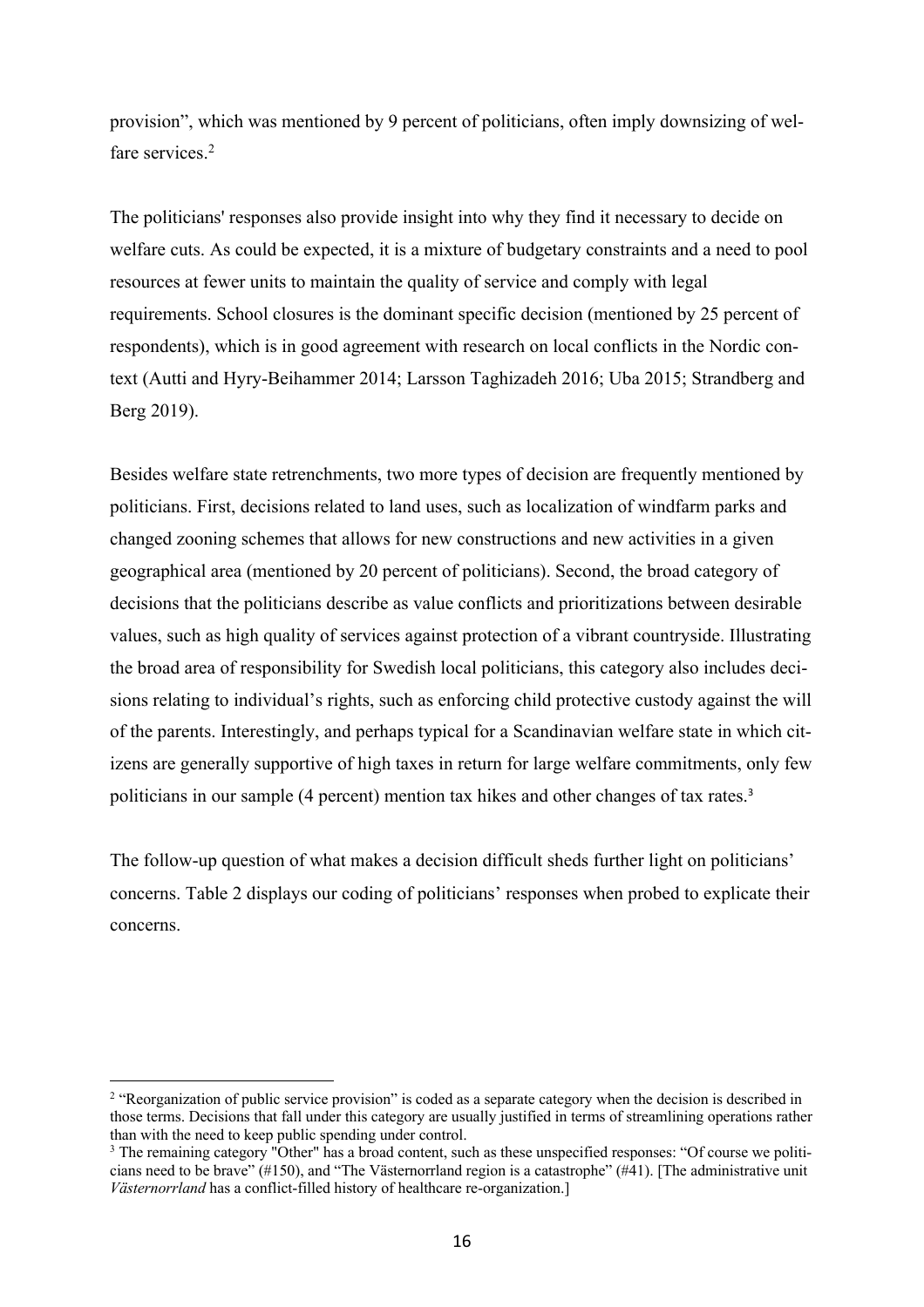provision", which was mentioned by 9 percent of politicians, often imply downsizing of welfare services.[2]

The politicians' responses also provide insight into why they find it necessary to decide on welfare cuts. As could be expected, it is a mixture of budgetary constraints and a need to pool resources at fewer units to maintain the quality of service and comply with legal requirements. School closures is the dominant specific decision (mentioned by 25 percent of respondents), which is in good agreement with research on local conflicts in the Nordic context (Autti and Hyry-Beihammer 2014; Larsson Taghizadeh 2016; Uba 2015; Strandberg and Berg 2019).

Besides welfare state retrenchments, two more types of decision are frequently mentioned by politicians. First, decisions related to land uses, such as localization of windfarm parks and changed zooning schemes that allows for new constructions and new activities in a given geographical area (mentioned by 20 percent of politicians). Second, the broad category of decisions that the politicians describe as value conflicts and prioritizations between desirable values, such as high quality of services against protection of a vibrant countryside. Illustrating the broad area of responsibility for Swedish local politicians, this category also includes decisions relating to individual's rights, such as enforcing child protective custody against the will of the parents. Interestingly, and perhaps typical for a Scandinavian welfare state in which citizens are generally supportive of high taxes in return for large welfare commitments, only few politicians in our sample (4 percent) mention tax hikes and other changes of tax rates.[3]

The follow-up question of what makes a decision difficult sheds further light on politicians' concerns. Table 2 displays our coding of politicians' responses when probed to explicate their concerns.

---

[2] "Reorganization of public service provision" is coded as a separate category when the decision is described in those terms. Decisions that fall under this category are usually justified in terms of streamlining operations rather than with the need to keep public spending under control.

[3] The remaining category "Other" has a broad content, such as these unspecified responses: "Of course we politicians need to be brave" (#150), and "The Västernorrland region is a catastrophe" (#41). [The administrative unit *Västernorrland* has a conflict-filled history of healthcare re-organization.]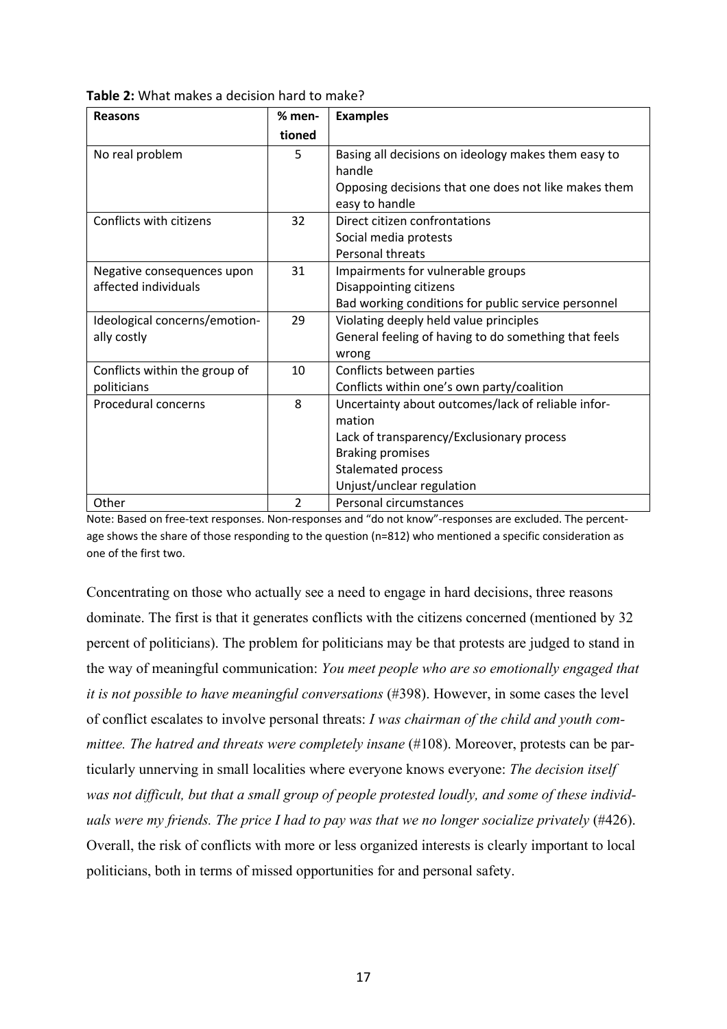**Table 2:** What makes a decision hard to make?

| Reasons | % mentioned | Examples |
|---|---|---|
| No real problem | 5 | Basing all decisions on ideology makes them easy to handle<br>Opposing decisions that one does not like makes them easy to handle |
| Conflicts with citizens | 32 | Direct citizen confrontations<br>Social media protests<br>Personal threats |
| Negative consequences upon affected individuals | 31 | Impairments for vulnerable groups<br>Disappointing citizens<br>Bad working conditions for public service personnel |
| Ideological concerns/emotionally costly | 29 | Violating deeply held value principles<br>General feeling of having to do something that feels wrong |
| Conflicts within the group of politicians | 10 | Conflicts between parties<br>Conflicts within one's own party/coalition |
| Procedural concerns | 8 | Uncertainty about outcomes/lack of reliable information<br>Lack of transparency/Exclusionary process<br>Braking promises<br>Stalemated process<br>Unjust/unclear regulation |
| Other | 2 | Personal circumstances |

Note: Based on free-text responses. Non-responses and "do not know"-responses are excluded. The percentage shows the share of those responding to the question (n=812) who mentioned a specific consideration as one of the first two.

Concentrating on those who actually see a need to engage in hard decisions, three reasons dominate. The first is that it generates conflicts with the citizens concerned (mentioned by 32 percent of politicians). The problem for politicians may be that protests are judged to stand in the way of meaningful communication: *You meet people who are so emotionally engaged that it is not possible to have meaningful conversations* (#398). However, in some cases the level of conflict escalates to involve personal threats: *I was chairman of the child and youth committee. The hatred and threats were completely insane* (#108). Moreover, protests can be particularly unnerving in small localities where everyone knows everyone: *The decision itself was not difficult, but that a small group of people protested loudly, and some of these individuals were my friends. The price I had to pay was that we no longer socialize privately* (#426). Overall, the risk of conflicts with more or less organized interests is clearly important to local politicians, both in terms of missed opportunities for and personal safety.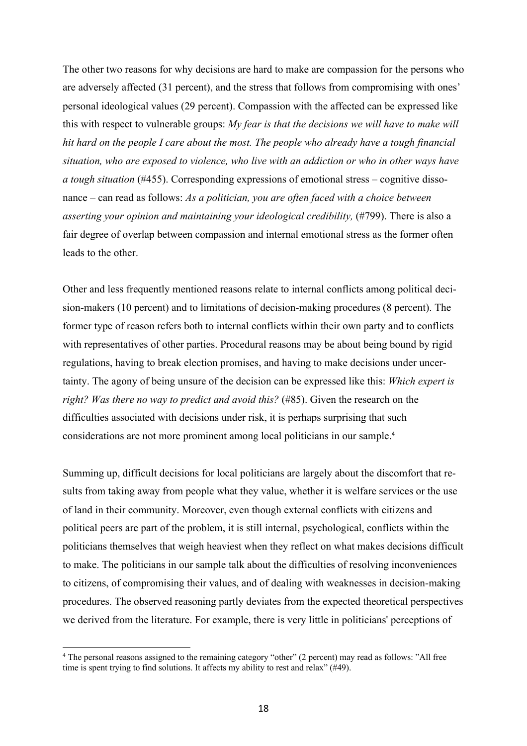The other two reasons for why decisions are hard to make are compassion for the persons who are adversely affected (31 percent), and the stress that follows from compromising with ones' personal ideological values (29 percent). Compassion with the affected can be expressed like this with respect to vulnerable groups: *My fear is that the decisions we will have to make will hit hard on the people I care about the most. The people who already have a tough financial situation, who are exposed to violence, who live with an addiction or who in other ways have a tough situation* (#455). Corresponding expressions of emotional stress – cognitive dissonance – can read as follows: *As a politician, you are often faced with a choice between asserting your opinion and maintaining your ideological credibility,* (#799). There is also a fair degree of overlap between compassion and internal emotional stress as the former often leads to the other.

Other and less frequently mentioned reasons relate to internal conflicts among political decision-makers (10 percent) and to limitations of decision-making procedures (8 percent). The former type of reason refers both to internal conflicts within their own party and to conflicts with representatives of other parties. Procedural reasons may be about being bound by rigid regulations, having to break election promises, and having to make decisions under uncertainty. The agony of being unsure of the decision can be expressed like this: *Which expert is right? Was there no way to predict and avoid this?* (#85). Given the research on the difficulties associated with decisions under risk, it is perhaps surprising that such considerations are not more prominent among local politicians in our sample.[4]

Summing up, difficult decisions for local politicians are largely about the discomfort that results from taking away from people what they value, whether it is welfare services or the use of land in their community. Moreover, even though external conflicts with citizens and political peers are part of the problem, it is still internal, psychological, conflicts within the politicians themselves that weigh heaviest when they reflect on what makes decisions difficult to make. The politicians in our sample talk about the difficulties of resolving inconveniences to citizens, of compromising their values, and of dealing with weaknesses in decision-making procedures. The observed reasoning partly deviates from the expected theoretical perspectives we derived from the literature. For example, there is very little in politicians' perceptions of

[4] The personal reasons assigned to the remaining category "other" (2 percent) may read as follows: "All free time is spent trying to find solutions. It affects my ability to rest and relax" (#49).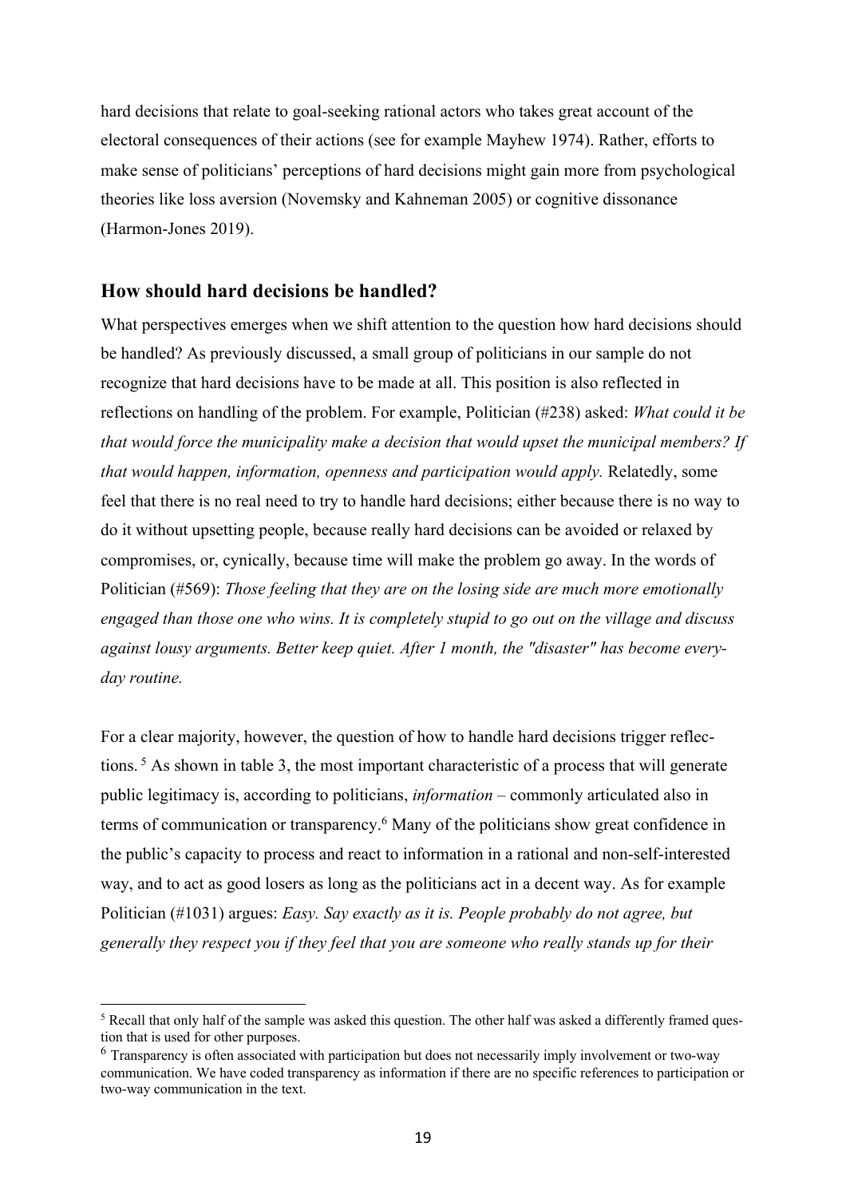hard decisions that relate to goal-seeking rational actors who takes great account of the electoral consequences of their actions (see for example Mayhew 1974). Rather, efforts to make sense of politicians' perceptions of hard decisions might gain more from psychological theories like loss aversion (Novemsky and Kahneman 2005) or cognitive dissonance (Harmon-Jones 2019).

## How should hard decisions be handled?

What perspectives emerges when we shift attention to the question how hard decisions should be handled? As previously discussed, a small group of politicians in our sample do not recognize that hard decisions have to be made at all. This position is also reflected in reflections on handling of the problem. For example, Politician (#238) asked: *What could it be that would force the municipality make a decision that would upset the municipal members? If that would happen, information, openness and participation would apply.* Relatedly, some feel that there is no real need to try to handle hard decisions; either because there is no way to do it without upsetting people, because really hard decisions can be avoided or relaxed by compromises, or, cynically, because time will make the problem go away. In the words of Politician (#569): *Those feeling that they are on the losing side are much more emotionally engaged than those one who wins. It is completely stupid to go out on the village and discuss against lousy arguments. Better keep quiet. After 1 month, the "disaster" has become every-day routine.*

For a clear majority, however, the question of how to handle hard decisions trigger reflections.[5] As shown in table 3, the most important characteristic of a process that will generate public legitimacy is, according to politicians, *information* – commonly articulated also in terms of communication or transparency.[6] Many of the politicians show great confidence in the public's capacity to process and react to information in a rational and non-self-interested way, and to act as good losers as long as the politicians act in a decent way. As for example Politician (#1031) argues: *Easy. Say exactly as it is. People probably do not agree, but generally they respect you if they feel that you are someone who really stands up for their*

---

[5] Recall that only half of the sample was asked this question. The other half was asked a differently framed question that is used for other purposes.

[6] Transparency is often associated with participation but does not necessarily imply involvement or two-way communication. We have coded transparency as information if there are no specific references to participation or two-way communication in the text.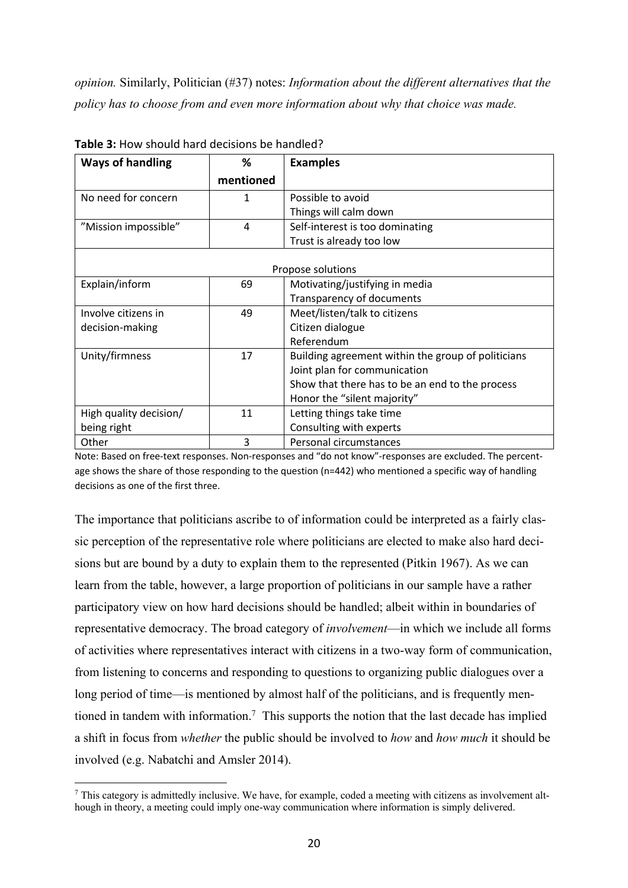*opinion.* Similarly, Politician (#37) notes: *Information about the different alternatives that the policy has to choose from and even more information about why that choice was made.*

**Table 3:** How should hard decisions be handled?

| **Ways of handling** | **% mentioned** | **Examples** |
|---|---|---|
| No need for concern | 1 | Possible to avoid<br>Things will calm down |
| "Mission impossible" | 4 | Self-interest is too dominating<br>Trust is already too low |
| | Propose solutions | |
| Explain/inform | 69 | Motivating/justifying in media<br>Transparency of documents |
| Involve citizens in decision-making | 49 | Meet/listen/talk to citizens<br>Citizen dialogue<br>Referendum |
| Unity/firmness | 17 | Building agreement within the group of politicians<br>Joint plan for communication<br>Show that there has to be an end to the process<br>Honor the "silent majority" |
| High quality decision/ being right | 11 | Letting things take time<br>Consulting with experts |
| Other | 3 | Personal circumstances |

Note: Based on free-text responses. Non-responses and "do not know"-responses are excluded. The percentage shows the share of those responding to the question (n=442) who mentioned a specific way of handling decisions as one of the first three.

The importance that politicians ascribe to of information could be interpreted as a fairly classic perception of the representative role where politicians are elected to make also hard decisions but are bound by a duty to explain them to the represented (Pitkin 1967). As we can learn from the table, however, a large proportion of politicians in our sample have a rather participatory view on how hard decisions should be handled; albeit within in boundaries of representative democracy. The broad category of *involvement*—in which we include all forms of activities where representatives interact with citizens in a two-way form of communication, from listening to concerns and responding to questions to organizing public dialogues over a long period of time—is mentioned by almost half of the politicians, and is frequently mentioned in tandem with information.[7] This supports the notion that the last decade has implied a shift in focus from *whether* the public should be involved to *how* and *how much* it should be involved (e.g. Nabatchi and Amsler 2014).

[7] This category is admittedly inclusive. We have, for example, coded a meeting with citizens as involvement although in theory, a meeting could imply one-way communication where information is simply delivered.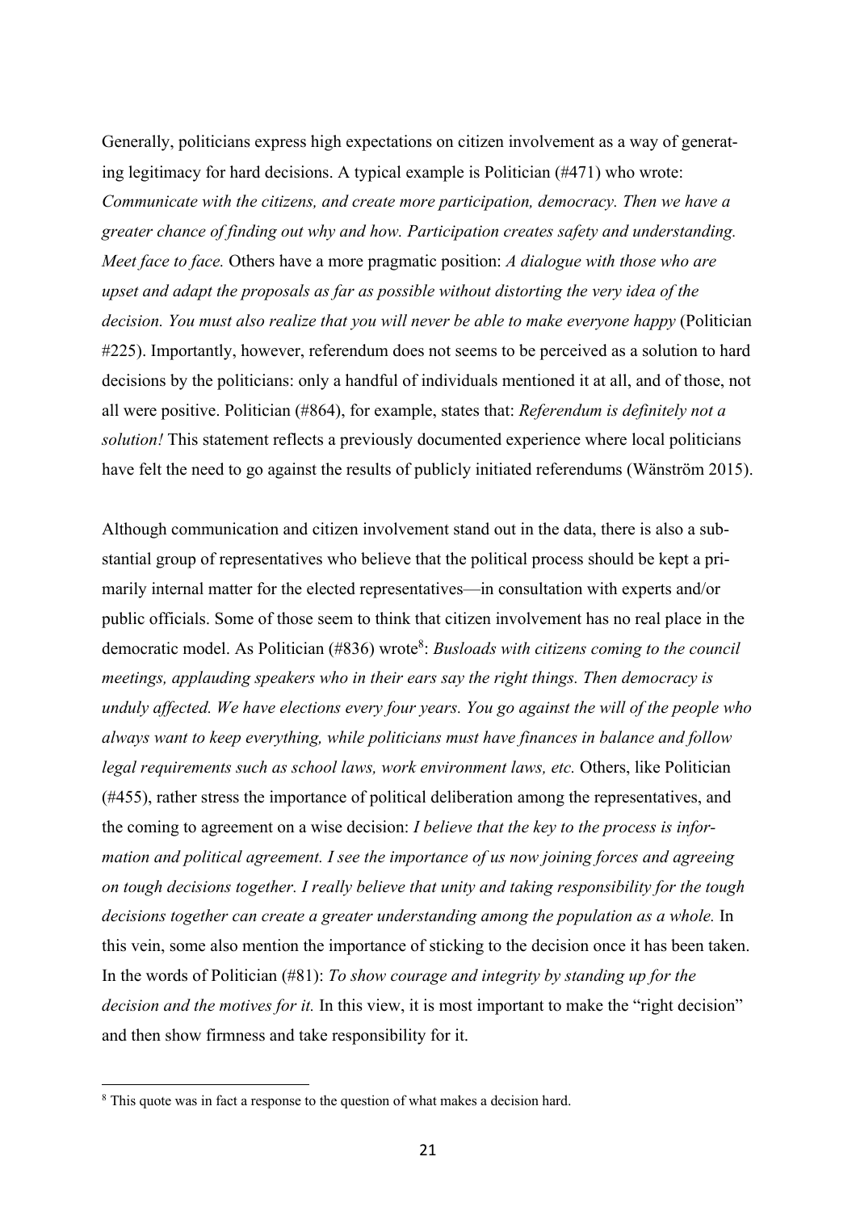Generally, politicians express high expectations on citizen involvement as a way of generating legitimacy for hard decisions. A typical example is Politician (#471) who wrote: *Communicate with the citizens, and create more participation, democracy. Then we have a greater chance of finding out why and how. Participation creates safety and understanding. Meet face to face.* Others have a more pragmatic position: *A dialogue with those who are upset and adapt the proposals as far as possible without distorting the very idea of the decision. You must also realize that you will never be able to make everyone happy* (Politician #225). Importantly, however, referendum does not seems to be perceived as a solution to hard decisions by the politicians: only a handful of individuals mentioned it at all, and of those, not all were positive. Politician (#864), for example, states that: *Referendum is definitely not a solution!* This statement reflects a previously documented experience where local politicians have felt the need to go against the results of publicly initiated referendums (Wänström 2015).

Although communication and citizen involvement stand out in the data, there is also a substantial group of representatives who believe that the political process should be kept a primarily internal matter for the elected representatives—in consultation with experts and/or public officials. Some of those seem to think that citizen involvement has no real place in the democratic model. As Politician (#836) wrote[8]: *Busloads with citizens coming to the council meetings, applauding speakers who in their ears say the right things. Then democracy is unduly affected. We have elections every four years. You go against the will of the people who always want to keep everything, while politicians must have finances in balance and follow legal requirements such as school laws, work environment laws, etc.* Others, like Politician (#455), rather stress the importance of political deliberation among the representatives, and the coming to agreement on a wise decision: *I believe that the key to the process is information and political agreement. I see the importance of us now joining forces and agreeing on tough decisions together. I really believe that unity and taking responsibility for the tough decisions together can create a greater understanding among the population as a whole.* In this vein, some also mention the importance of sticking to the decision once it has been taken. In the words of Politician (#81): *To show courage and integrity by standing up for the decision and the motives for it.* In this view, it is most important to make the "right decision" and then show firmness and take responsibility for it.

[8] This quote was in fact a response to the question of what makes a decision hard.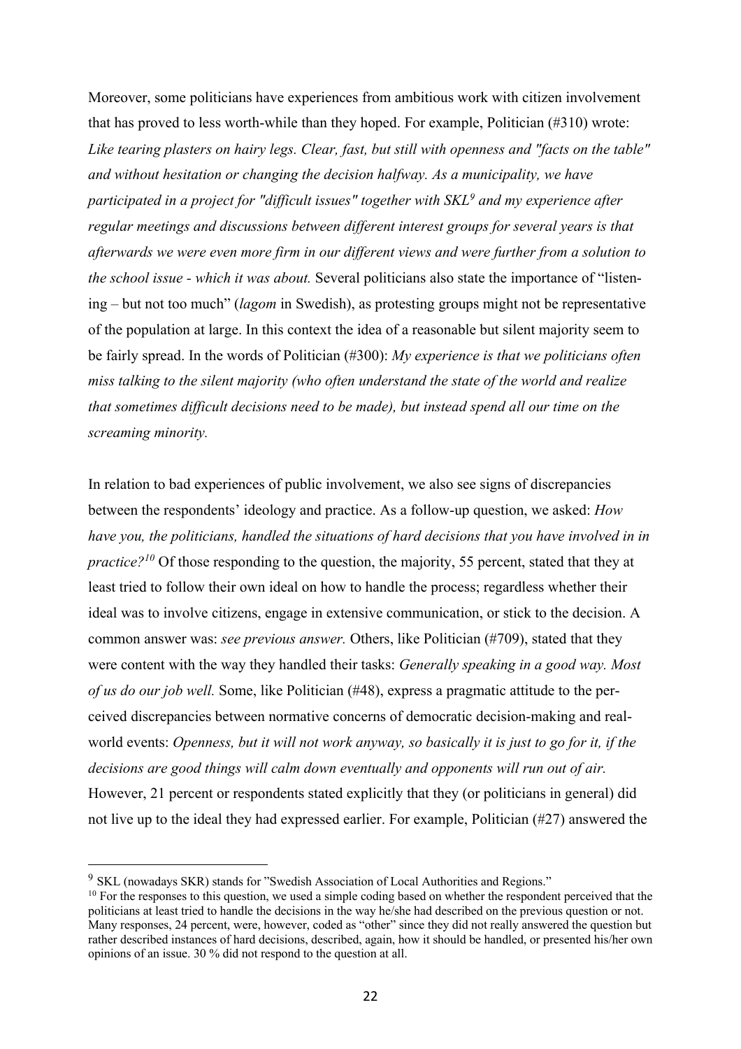Moreover, some politicians have experiences from ambitious work with citizen involvement that has proved to less worth-while than they hoped. For example, Politician (#310) wrote: *Like tearing plasters on hairy legs. Clear, fast, but still with openness and "facts on the table" and without hesitation or changing the decision halfway. As a municipality, we have participated in a project for "difficult issues" together with SKL*[9] *and my experience after regular meetings and discussions between different interest groups for several years is that afterwards we were even more firm in our different views and were further from a solution to the school issue - which it was about.* Several politicians also state the importance of "listening – but not too much" (*lagom* in Swedish), as protesting groups might not be representative of the population at large. In this context the idea of a reasonable but silent majority seem to be fairly spread. In the words of Politician (#300): *My experience is that we politicians often miss talking to the silent majority (who often understand the state of the world and realize that sometimes difficult decisions need to be made), but instead spend all our time on the screaming minority.*

In relation to bad experiences of public involvement, we also see signs of discrepancies between the respondents' ideology and practice. As a follow-up question, we asked: *How have you, the politicians, handled the situations of hard decisions that you have involved in in practice?*[10] Of those responding to the question, the majority, 55 percent, stated that they at least tried to follow their own ideal on how to handle the process; regardless whether their ideal was to involve citizens, engage in extensive communication, or stick to the decision. A common answer was: *see previous answer.* Others, like Politician (#709), stated that they were content with the way they handled their tasks: *Generally speaking in a good way. Most of us do our job well.* Some, like Politician (#48), express a pragmatic attitude to the perceived discrepancies between normative concerns of democratic decision-making and real-world events: *Openness, but it will not work anyway, so basically it is just to go for it, if the decisions are good things will calm down eventually and opponents will run out of air.* However, 21 percent or respondents stated explicitly that they (or politicians in general) did not live up to the ideal they had expressed earlier. For example, Politician (#27) answered the

[9] SKL (nowadays SKR) stands for "Swedish Association of Local Authorities and Regions."

[10] For the responses to this question, we used a simple coding based on whether the respondent perceived that the politicians at least tried to handle the decisions in the way he/she had described on the previous question or not. Many responses, 24 percent, were, however, coded as "other" since they did not really answered the question but rather described instances of hard decisions, described, again, how it should be handled, or presented his/her own opinions of an issue. 30 % did not respond to the question at all.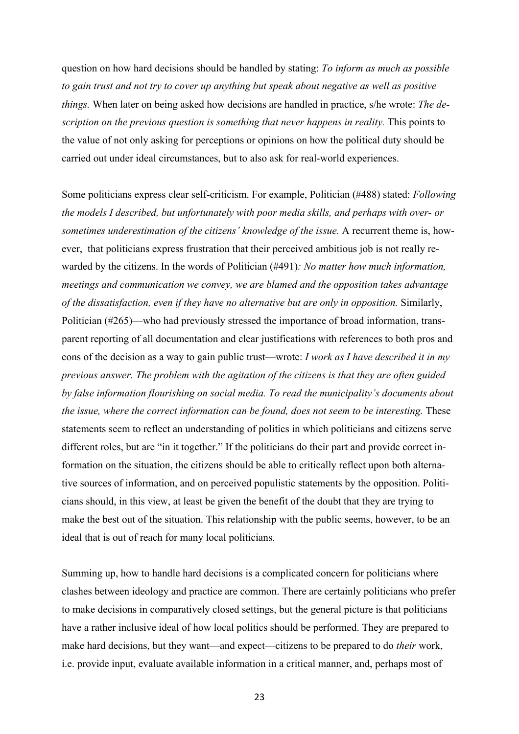question on how hard decisions should be handled by stating: *To inform as much as possible to gain trust and not try to cover up anything but speak about negative as well as positive things.* When later on being asked how decisions are handled in practice, s/he wrote: *The description on the previous question is something that never happens in reality.* This points to the value of not only asking for perceptions or opinions on how the political duty should be carried out under ideal circumstances, but to also ask for real-world experiences.

Some politicians express clear self-criticism. For example, Politician (#488) stated: *Following the models I described, but unfortunately with poor media skills, and perhaps with over- or sometimes underestimation of the citizens' knowledge of the issue.* A recurrent theme is, however, that politicians express frustration that their perceived ambitious job is not really rewarded by the citizens. In the words of Politician (#491)*: No matter how much information, meetings and communication we convey, we are blamed and the opposition takes advantage of the dissatisfaction, even if they have no alternative but are only in opposition.* Similarly, Politician (#265)—who had previously stressed the importance of broad information, transparent reporting of all documentation and clear justifications with references to both pros and cons of the decision as a way to gain public trust—wrote: *I work as I have described it in my previous answer. The problem with the agitation of the citizens is that they are often guided by false information flourishing on social media. To read the municipality's documents about the issue, where the correct information can be found, does not seem to be interesting.* These statements seem to reflect an understanding of politics in which politicians and citizens serve different roles, but are "in it together." If the politicians do their part and provide correct information on the situation, the citizens should be able to critically reflect upon both alternative sources of information, and on perceived populistic statements by the opposition. Politicians should, in this view, at least be given the benefit of the doubt that they are trying to make the best out of the situation. This relationship with the public seems, however, to be an ideal that is out of reach for many local politicians.

Summing up, how to handle hard decisions is a complicated concern for politicians where clashes between ideology and practice are common. There are certainly politicians who prefer to make decisions in comparatively closed settings, but the general picture is that politicians have a rather inclusive ideal of how local politics should be performed. They are prepared to make hard decisions, but they want—and expect—citizens to be prepared to do *their* work, i.e. provide input, evaluate available information in a critical manner, and, perhaps most of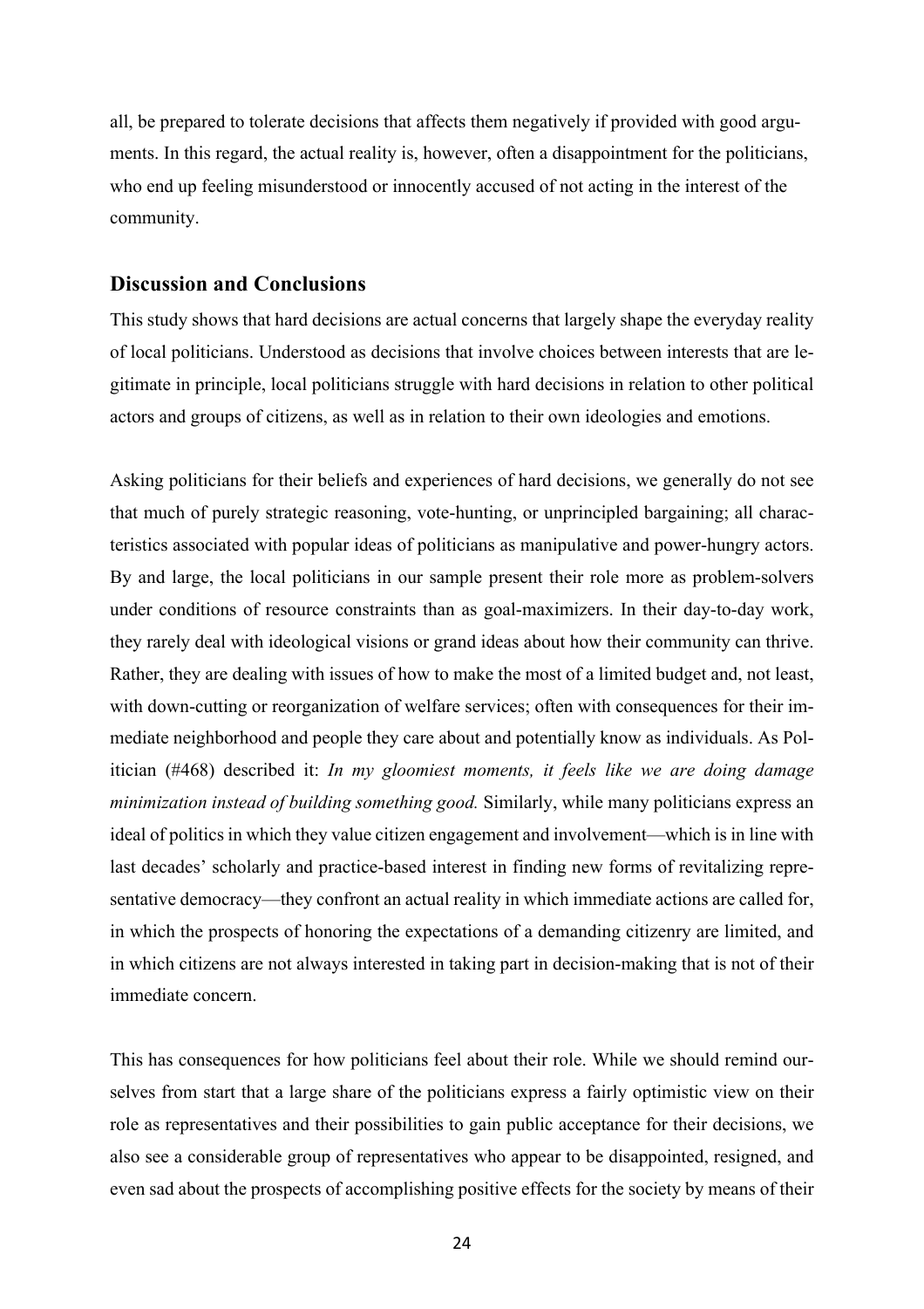all, be prepared to tolerate decisions that affects them negatively if provided with good arguments. In this regard, the actual reality is, however, often a disappointment for the politicians, who end up feeling misunderstood or innocently accused of not acting in the interest of the community.

## Discussion and Conclusions

This study shows that hard decisions are actual concerns that largely shape the everyday reality of local politicians. Understood as decisions that involve choices between interests that are legitimate in principle, local politicians struggle with hard decisions in relation to other political actors and groups of citizens, as well as in relation to their own ideologies and emotions.

Asking politicians for their beliefs and experiences of hard decisions, we generally do not see that much of purely strategic reasoning, vote-hunting, or unprincipled bargaining; all characteristics associated with popular ideas of politicians as manipulative and power-hungry actors. By and large, the local politicians in our sample present their role more as problem-solvers under conditions of resource constraints than as goal-maximizers. In their day-to-day work, they rarely deal with ideological visions or grand ideas about how their community can thrive. Rather, they are dealing with issues of how to make the most of a limited budget and, not least, with down-cutting or reorganization of welfare services; often with consequences for their immediate neighborhood and people they care about and potentially know as individuals. As Politician (#468) described it: *In my gloomiest moments, it feels like we are doing damage minimization instead of building something good.* Similarly, while many politicians express an ideal of politics in which they value citizen engagement and involvement—which is in line with last decades' scholarly and practice-based interest in finding new forms of revitalizing representative democracy—they confront an actual reality in which immediate actions are called for, in which the prospects of honoring the expectations of a demanding citizenry are limited, and in which citizens are not always interested in taking part in decision-making that is not of their immediate concern.

This has consequences for how politicians feel about their role. While we should remind ourselves from start that a large share of the politicians express a fairly optimistic view on their role as representatives and their possibilities to gain public acceptance for their decisions, we also see a considerable group of representatives who appear to be disappointed, resigned, and even sad about the prospects of accomplishing positive effects for the society by means of their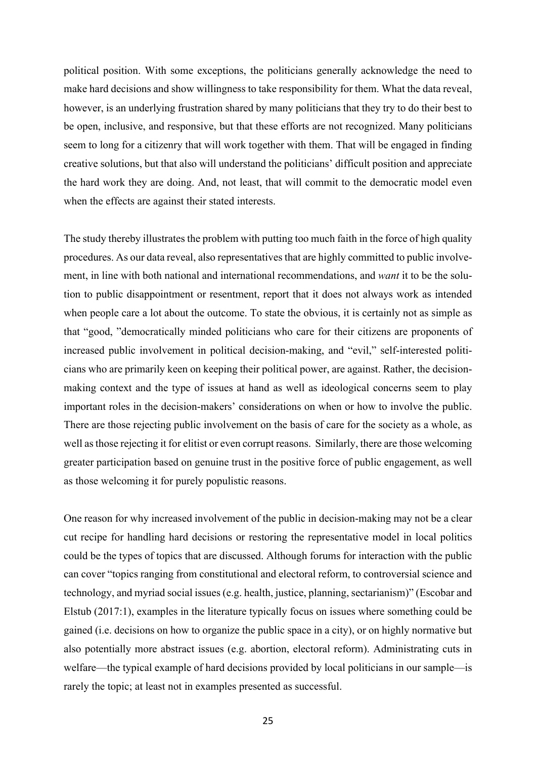political position. With some exceptions, the politicians generally acknowledge the need to make hard decisions and show willingness to take responsibility for them. What the data reveal, however, is an underlying frustration shared by many politicians that they try to do their best to be open, inclusive, and responsive, but that these efforts are not recognized. Many politicians seem to long for a citizenry that will work together with them. That will be engaged in finding creative solutions, but that also will understand the politicians' difficult position and appreciate the hard work they are doing. And, not least, that will commit to the democratic model even when the effects are against their stated interests.

The study thereby illustrates the problem with putting too much faith in the force of high quality procedures. As our data reveal, also representatives that are highly committed to public involvement, in line with both national and international recommendations, and *want* it to be the solution to public disappointment or resentment, report that it does not always work as intended when people care a lot about the outcome. To state the obvious, it is certainly not as simple as that "good, "democratically minded politicians who care for their citizens are proponents of increased public involvement in political decision-making, and "evil," self-interested politicians who are primarily keen on keeping their political power, are against. Rather, the decision-making context and the type of issues at hand as well as ideological concerns seem to play important roles in the decision-makers' considerations on when or how to involve the public. There are those rejecting public involvement on the basis of care for the society as a whole, as well as those rejecting it for elitist or even corrupt reasons. Similarly, there are those welcoming greater participation based on genuine trust in the positive force of public engagement, as well as those welcoming it for purely populistic reasons.

One reason for why increased involvement of the public in decision-making may not be a clear cut recipe for handling hard decisions or restoring the representative model in local politics could be the types of topics that are discussed. Although forums for interaction with the public can cover "topics ranging from constitutional and electoral reform, to controversial science and technology, and myriad social issues (e.g. health, justice, planning, sectarianism)" (Escobar and Elstub (2017:1), examples in the literature typically focus on issues where something could be gained (i.e. decisions on how to organize the public space in a city), or on highly normative but also potentially more abstract issues (e.g. abortion, electoral reform). Administrating cuts in welfare—the typical example of hard decisions provided by local politicians in our sample—is rarely the topic; at least not in examples presented as successful.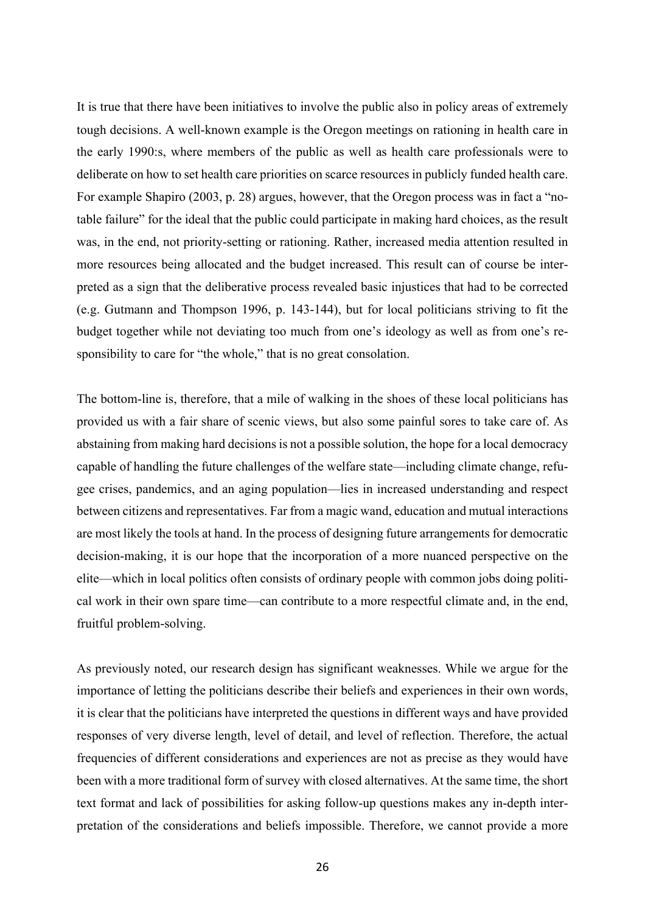It is true that there have been initiatives to involve the public also in policy areas of extremely tough decisions. A well-known example is the Oregon meetings on rationing in health care in the early 1990:s, where members of the public as well as health care professionals were to deliberate on how to set health care priorities on scarce resources in publicly funded health care. For example Shapiro (2003, p. 28) argues, however, that the Oregon process was in fact a "notable failure" for the ideal that the public could participate in making hard choices, as the result was, in the end, not priority-setting or rationing. Rather, increased media attention resulted in more resources being allocated and the budget increased. This result can of course be interpreted as a sign that the deliberative process revealed basic injustices that had to be corrected (e.g. Gutmann and Thompson 1996, p. 143-144), but for local politicians striving to fit the budget together while not deviating too much from one's ideology as well as from one's responsibility to care for "the whole," that is no great consolation.

The bottom-line is, therefore, that a mile of walking in the shoes of these local politicians has provided us with a fair share of scenic views, but also some painful sores to take care of. As abstaining from making hard decisions is not a possible solution, the hope for a local democracy capable of handling the future challenges of the welfare state—including climate change, refugee crises, pandemics, and an aging population—lies in increased understanding and respect between citizens and representatives. Far from a magic wand, education and mutual interactions are most likely the tools at hand. In the process of designing future arrangements for democratic decision-making, it is our hope that the incorporation of a more nuanced perspective on the elite—which in local politics often consists of ordinary people with common jobs doing political work in their own spare time—can contribute to a more respectful climate and, in the end, fruitful problem-solving.

As previously noted, our research design has significant weaknesses. While we argue for the importance of letting the politicians describe their beliefs and experiences in their own words, it is clear that the politicians have interpreted the questions in different ways and have provided responses of very diverse length, level of detail, and level of reflection. Therefore, the actual frequencies of different considerations and experiences are not as precise as they would have been with a more traditional form of survey with closed alternatives. At the same time, the short text format and lack of possibilities for asking follow-up questions makes any in-depth interpretation of the considerations and beliefs impossible. Therefore, we cannot provide a more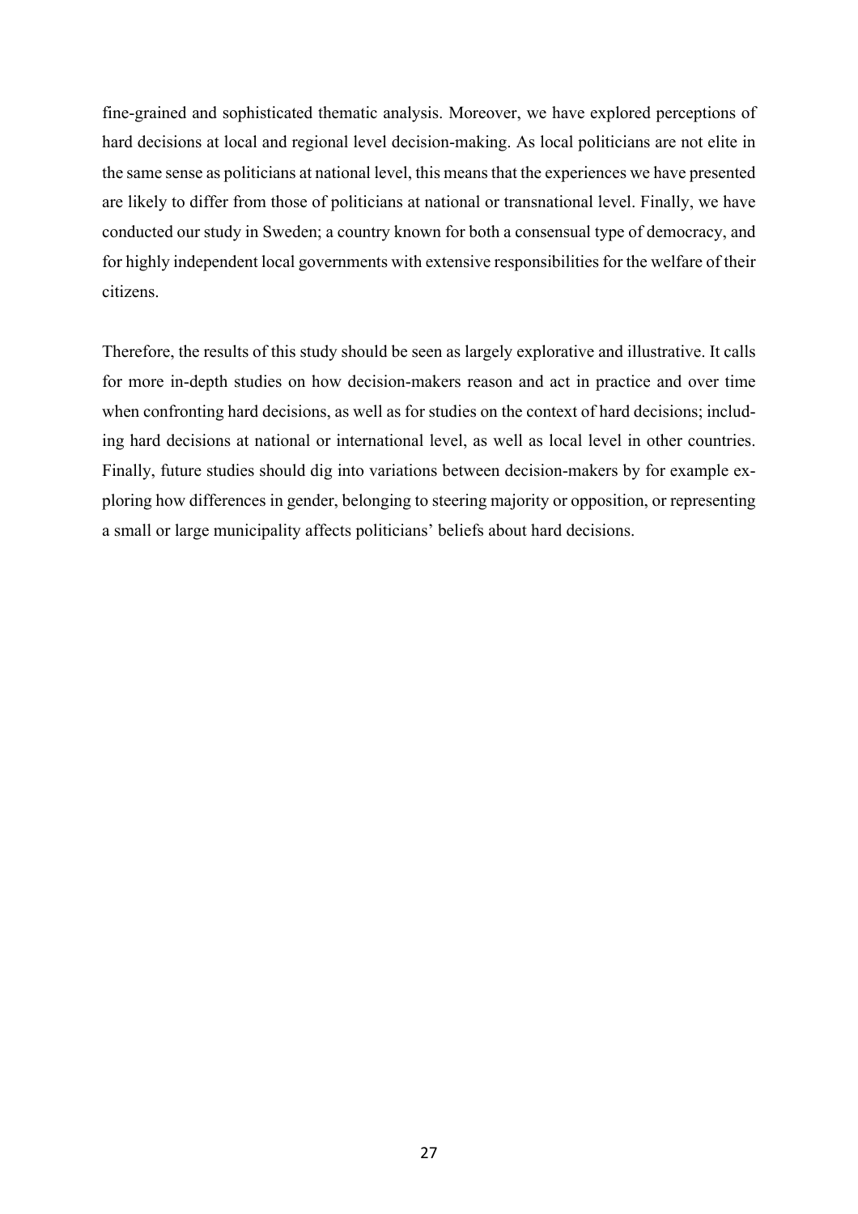fine-grained and sophisticated thematic analysis. Moreover, we have explored perceptions of hard decisions at local and regional level decision-making. As local politicians are not elite in the same sense as politicians at national level, this means that the experiences we have presented are likely to differ from those of politicians at national or transnational level. Finally, we have conducted our study in Sweden; a country known for both a consensual type of democracy, and for highly independent local governments with extensive responsibilities for the welfare of their citizens.

Therefore, the results of this study should be seen as largely explorative and illustrative. It calls for more in-depth studies on how decision-makers reason and act in practice and over time when confronting hard decisions, as well as for studies on the context of hard decisions; including hard decisions at national or international level, as well as local level in other countries. Finally, future studies should dig into variations between decision-makers by for example exploring how differences in gender, belonging to steering majority or opposition, or representing a small or large municipality affects politicians' beliefs about hard decisions.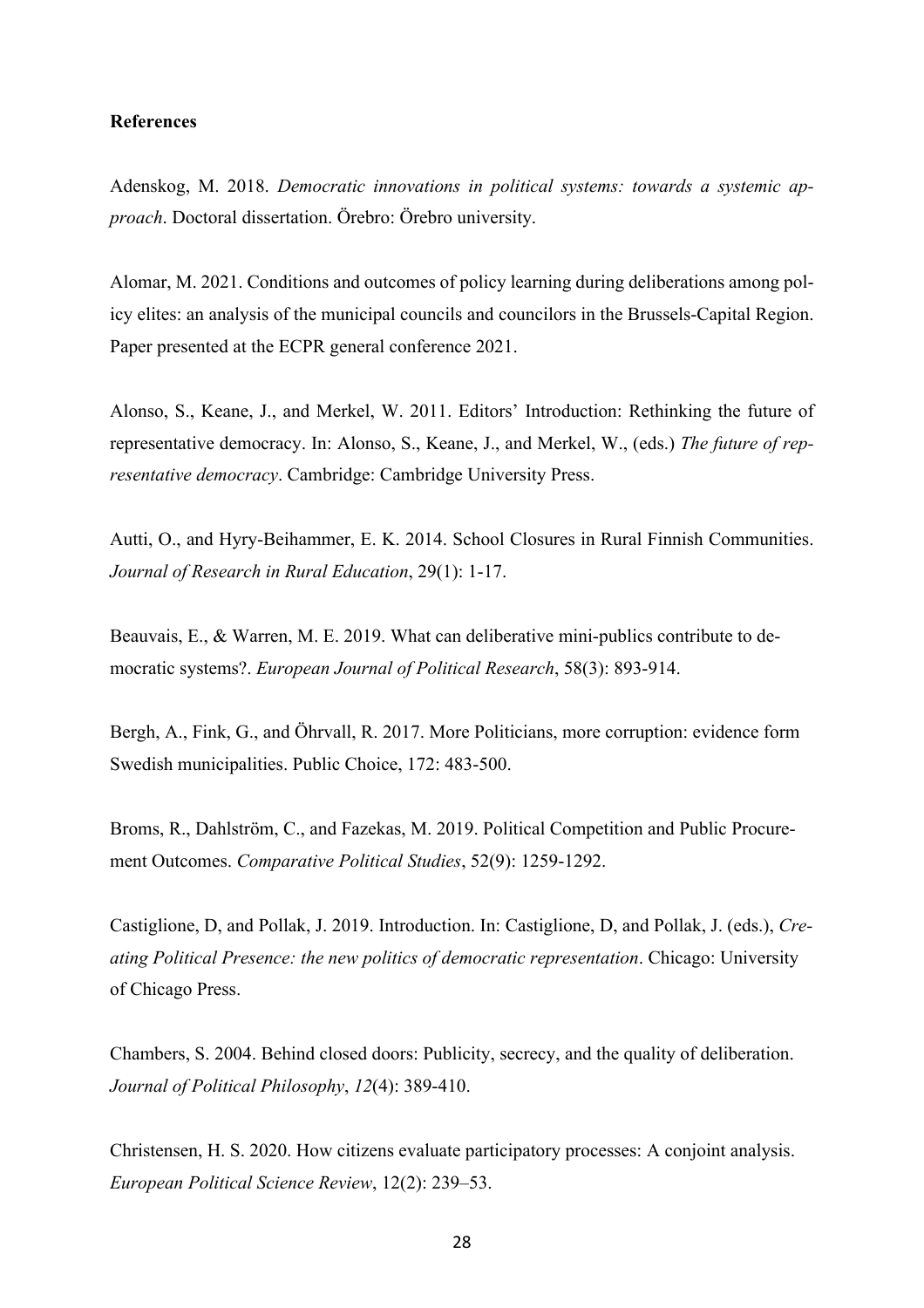**References**

Adenskog, M. 2018. *Democratic innovations in political systems: towards a systemic approach*. Doctoral dissertation. Örebro: Örebro university.

Alomar, M. 2021. Conditions and outcomes of policy learning during deliberations among policy elites: an analysis of the municipal councils and councilors in the Brussels-Capital Region. Paper presented at the ECPR general conference 2021.

Alonso, S., Keane, J., and Merkel, W. 2011. Editors' Introduction: Rethinking the future of representative democracy. In: Alonso, S., Keane, J., and Merkel, W., (eds.) *The future of representative democracy*. Cambridge: Cambridge University Press.

Autti, O., and Hyry-Beihammer, E. K. 2014. School Closures in Rural Finnish Communities. *Journal of Research in Rural Education*, 29(1): 1-17.

Beauvais, E., & Warren, M. E. 2019. What can deliberative mini-publics contribute to democratic systems?. *European Journal of Political Research*, 58(3): 893-914.

Bergh, A., Fink, G., and Öhrvall, R. 2017. More Politicians, more corruption: evidence form Swedish municipalities. Public Choice, 172: 483-500.

Broms, R., Dahlström, C., and Fazekas, M. 2019. Political Competition and Public Procurement Outcomes. *Comparative Political Studies*, 52(9): 1259-1292.

Castiglione, D, and Pollak, J. 2019. Introduction. In: Castiglione, D, and Pollak, J. (eds.), *Creating Political Presence: the new politics of democratic representation*. Chicago: University of Chicago Press.

Chambers, S. 2004. Behind closed doors: Publicity, secrecy, and the quality of deliberation. *Journal of Political Philosophy*, *12*(4): 389-410.

Christensen, H. S. 2020. How citizens evaluate participatory processes: A conjoint analysis. *European Political Science Review*, 12(2): 239–53.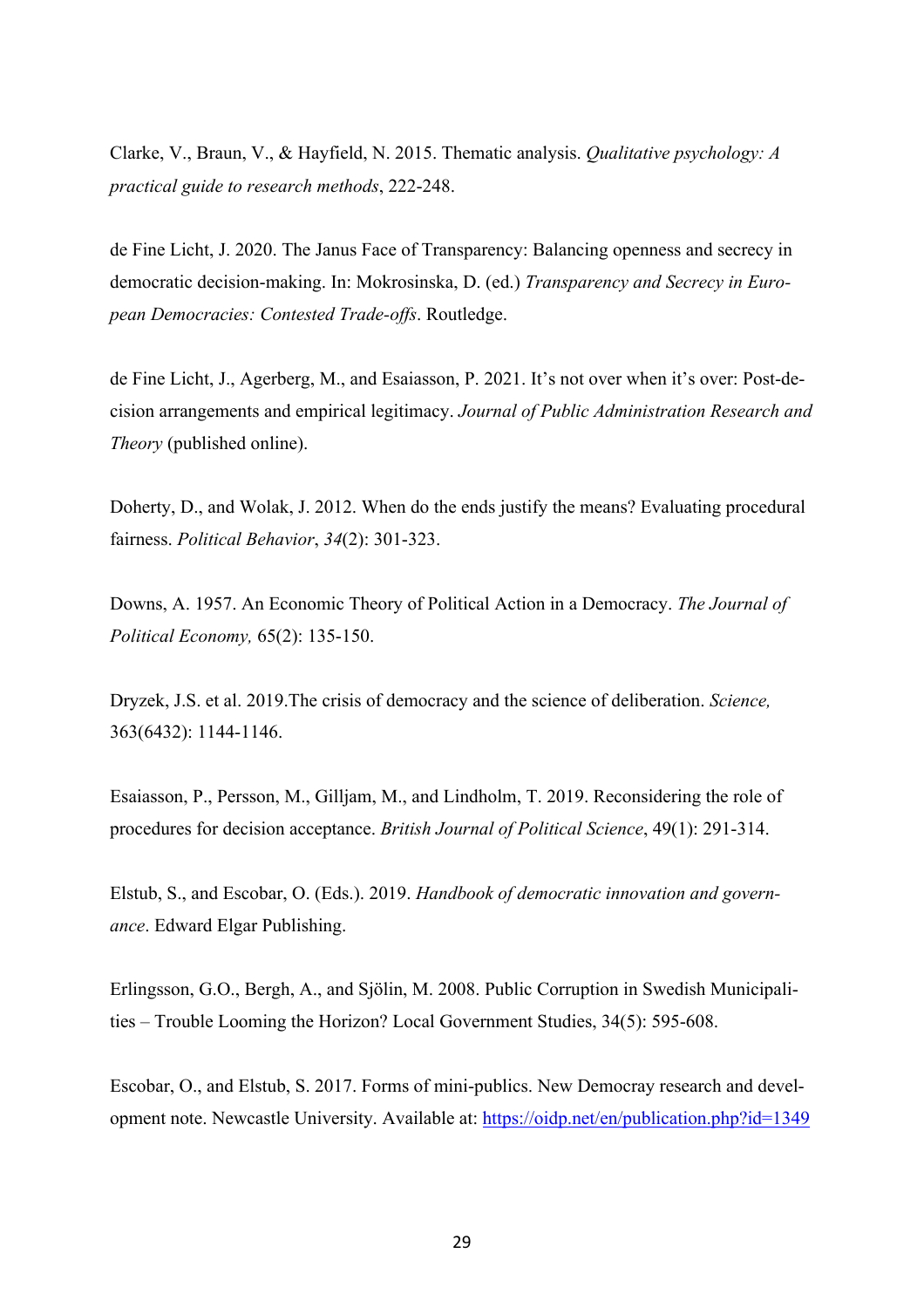Clarke, V., Braun, V., & Hayfield, N. 2015. Thematic analysis. *Qualitative psychology: A practical guide to research methods*, 222-248.

de Fine Licht, J. 2020. The Janus Face of Transparency: Balancing openness and secrecy in democratic decision-making. In: Mokrosinska, D. (ed.) *Transparency and Secrecy in European Democracies: Contested Trade-offs*. Routledge.

de Fine Licht, J., Agerberg, M., and Esaiasson, P. 2021. It's not over when it's over: Post-decision arrangements and empirical legitimacy. *Journal of Public Administration Research and Theory* (published online).

Doherty, D., and Wolak, J. 2012. When do the ends justify the means? Evaluating procedural fairness. *Political Behavior*, *34*(2): 301-323.

Downs, A. 1957. An Economic Theory of Political Action in a Democracy. *The Journal of Political Economy,* 65(2): 135-150.

Dryzek, J.S. et al. 2019.The crisis of democracy and the science of deliberation. *Science,* 363(6432): 1144-1146.

Esaiasson, P., Persson, M., Gilljam, M., and Lindholm, T. 2019. Reconsidering the role of procedures for decision acceptance. *British Journal of Political Science*, 49(1): 291-314.

Elstub, S., and Escobar, O. (Eds.). 2019. *Handbook of democratic innovation and governance*. Edward Elgar Publishing.

Erlingsson, G.O., Bergh, A., and Sjölin, M. 2008. Public Corruption in Swedish Municipalities – Trouble Looming the Horizon? Local Government Studies, 34(5): 595-608.

Escobar, O., and Elstub, S. 2017. Forms of mini-publics. New Democray research and development note. Newcastle University. Available at: https://oidp.net/en/publication.php?id=1349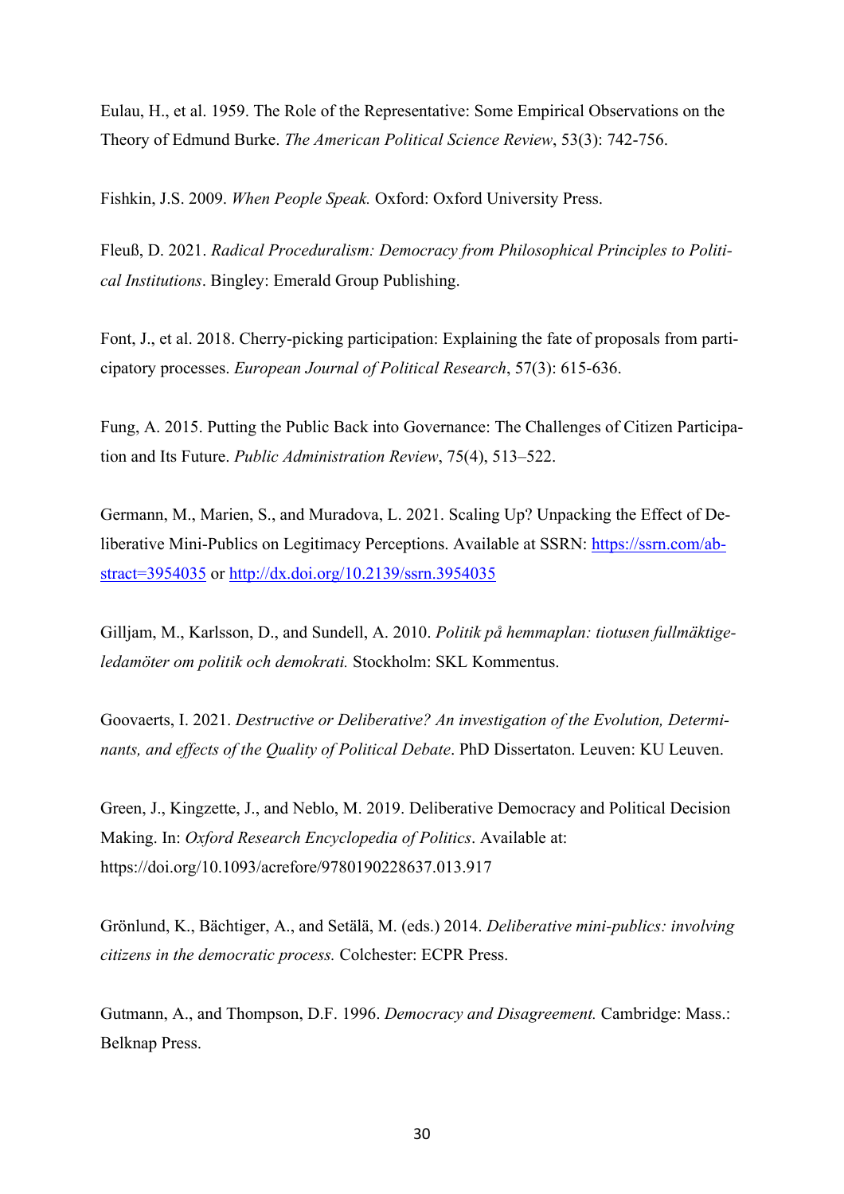Eulau, H., et al. 1959. The Role of the Representative: Some Empirical Observations on the Theory of Edmund Burke. *The American Political Science Review*, 53(3): 742-756.

Fishkin, J.S. 2009. *When People Speak.* Oxford: Oxford University Press.

Fleuß, D. 2021. *Radical Proceduralism: Democracy from Philosophical Principles to Political Institutions*. Bingley: Emerald Group Publishing.

Font, J., et al. 2018. Cherry-picking participation: Explaining the fate of proposals from participatory processes. *European Journal of Political Research*, 57(3): 615-636.

Fung, A. 2015. Putting the Public Back into Governance: The Challenges of Citizen Participation and Its Future. *Public Administration Review*, 75(4), 513–522.

Germann, M., Marien, S., and Muradova, L. 2021. Scaling Up? Unpacking the Effect of Deliberative Mini-Publics on Legitimacy Perceptions. Available at SSRN: https://ssrn.com/abstract=3954035 or http://dx.doi.org/10.2139/ssrn.3954035

Gilljam, M., Karlsson, D., and Sundell, A. 2010. *Politik på hemmaplan: tiotusen fullmäktigeledamöter om politik och demokrati.* Stockholm: SKL Kommentus.

Goovaerts, I. 2021. *Destructive or Deliberative? An investigation of the Evolution, Determinants, and effects of the Quality of Political Debate*. PhD Dissertaton. Leuven: KU Leuven.

Green, J., Kingzette, J., and Neblo, M. 2019. Deliberative Democracy and Political Decision Making. In: *Oxford Research Encyclopedia of Politics*. Available at: https://doi.org/10.1093/acrefore/9780190228637.013.917

Grönlund, K., Bächtiger, A., and Setälä, M. (eds.) 2014. *Deliberative mini-publics: involving citizens in the democratic process.* Colchester: ECPR Press.

Gutmann, A., and Thompson, D.F. 1996. *Democracy and Disagreement.* Cambridge: Mass.: Belknap Press.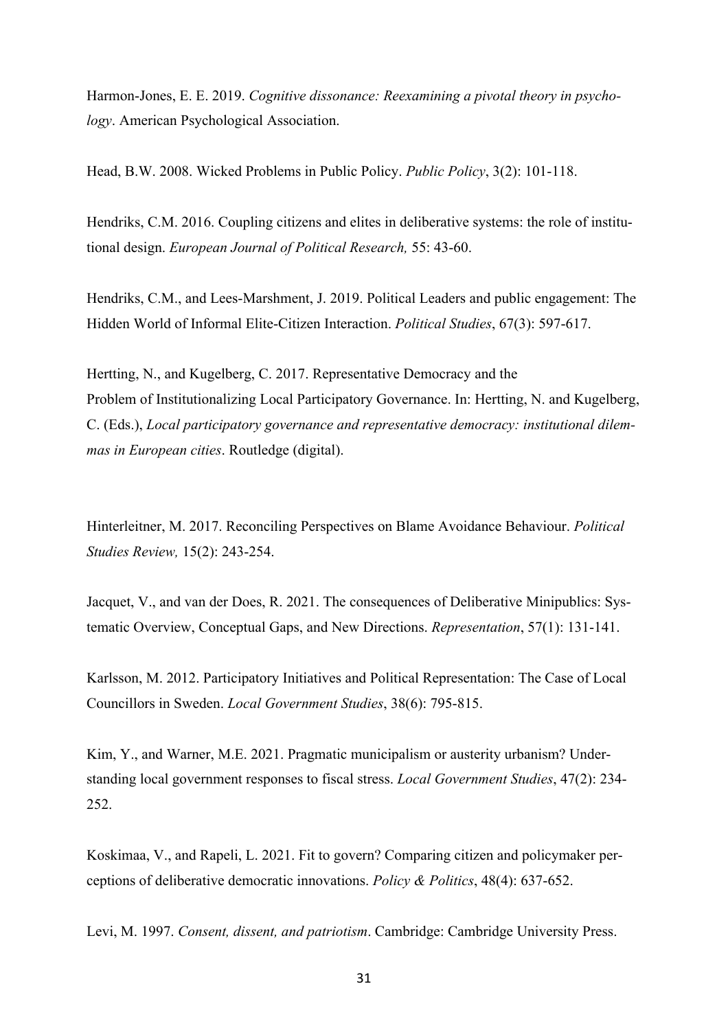Harmon-Jones, E. E. 2019. *Cognitive dissonance: Reexamining a pivotal theory in psychology*. American Psychological Association.

Head, B.W. 2008. Wicked Problems in Public Policy. *Public Policy*, 3(2): 101-118.

Hendriks, C.M. 2016. Coupling citizens and elites in deliberative systems: the role of institutional design. *European Journal of Political Research,* 55: 43-60.

Hendriks, C.M., and Lees-Marshment, J. 2019. Political Leaders and public engagement: The Hidden World of Informal Elite-Citizen Interaction. *Political Studies*, 67(3): 597-617.

Hertting, N., and Kugelberg, C. 2017. Representative Democracy and the Problem of Institutionalizing Local Participatory Governance. In: Hertting, N. and Kugelberg, C. (Eds.), *Local participatory governance and representative democracy: institutional dilemmas in European cities*. Routledge (digital).

Hinterleitner, M. 2017. Reconciling Perspectives on Blame Avoidance Behaviour. *Political Studies Review,* 15(2): 243-254.

Jacquet, V., and van der Does, R. 2021. The consequences of Deliberative Minipublics: Systematic Overview, Conceptual Gaps, and New Directions. *Representation*, 57(1): 131-141.

Karlsson, M. 2012. Participatory Initiatives and Political Representation: The Case of Local Councillors in Sweden. *Local Government Studies*, 38(6): 795-815.

Kim, Y., and Warner, M.E. 2021. Pragmatic municipalism or austerity urbanism? Understanding local government responses to fiscal stress. *Local Government Studies*, 47(2): 234-252.

Koskimaa, V., and Rapeli, L. 2021. Fit to govern? Comparing citizen and policymaker perceptions of deliberative democratic innovations. *Policy & Politics*, 48(4): 637-652.

Levi, M. 1997. *Consent, dissent, and patriotism*. Cambridge: Cambridge University Press.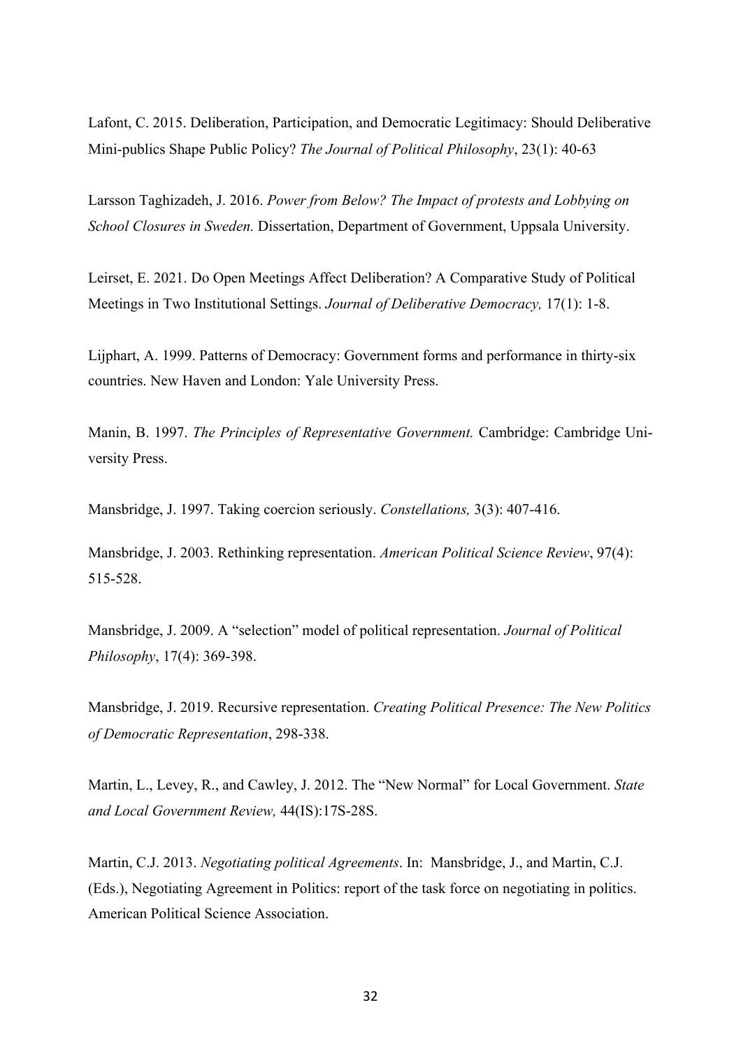Lafont, C. 2015. Deliberation, Participation, and Democratic Legitimacy: Should Deliberative Mini-publics Shape Public Policy? *The Journal of Political Philosophy*, 23(1): 40-63

Larsson Taghizadeh, J. 2016. *Power from Below? The Impact of protests and Lobbying on School Closures in Sweden.* Dissertation, Department of Government, Uppsala University.

Leirset, E. 2021. Do Open Meetings Affect Deliberation? A Comparative Study of Political Meetings in Two Institutional Settings. *Journal of Deliberative Democracy,* 17(1): 1-8.

Lijphart, A. 1999. Patterns of Democracy: Government forms and performance in thirty-six countries. New Haven and London: Yale University Press.

Manin, B. 1997. *The Principles of Representative Government.* Cambridge: Cambridge University Press.

Mansbridge, J. 1997. Taking coercion seriously. *Constellations,* 3(3): 407-416.

Mansbridge, J. 2003. Rethinking representation. *American Political Science Review*, 97(4): 515-528.

Mansbridge, J. 2009. A "selection" model of political representation. *Journal of Political Philosophy*, 17(4): 369-398.

Mansbridge, J. 2019. Recursive representation. *Creating Political Presence: The New Politics of Democratic Representation*, 298-338.

Martin, L., Levey, R., and Cawley, J. 2012. The "New Normal" for Local Government. *State and Local Government Review,* 44(IS):17S-28S.

Martin, C.J. 2013. *Negotiating political Agreements*. In: Mansbridge, J., and Martin, C.J. (Eds.), Negotiating Agreement in Politics: report of the task force on negotiating in politics. American Political Science Association.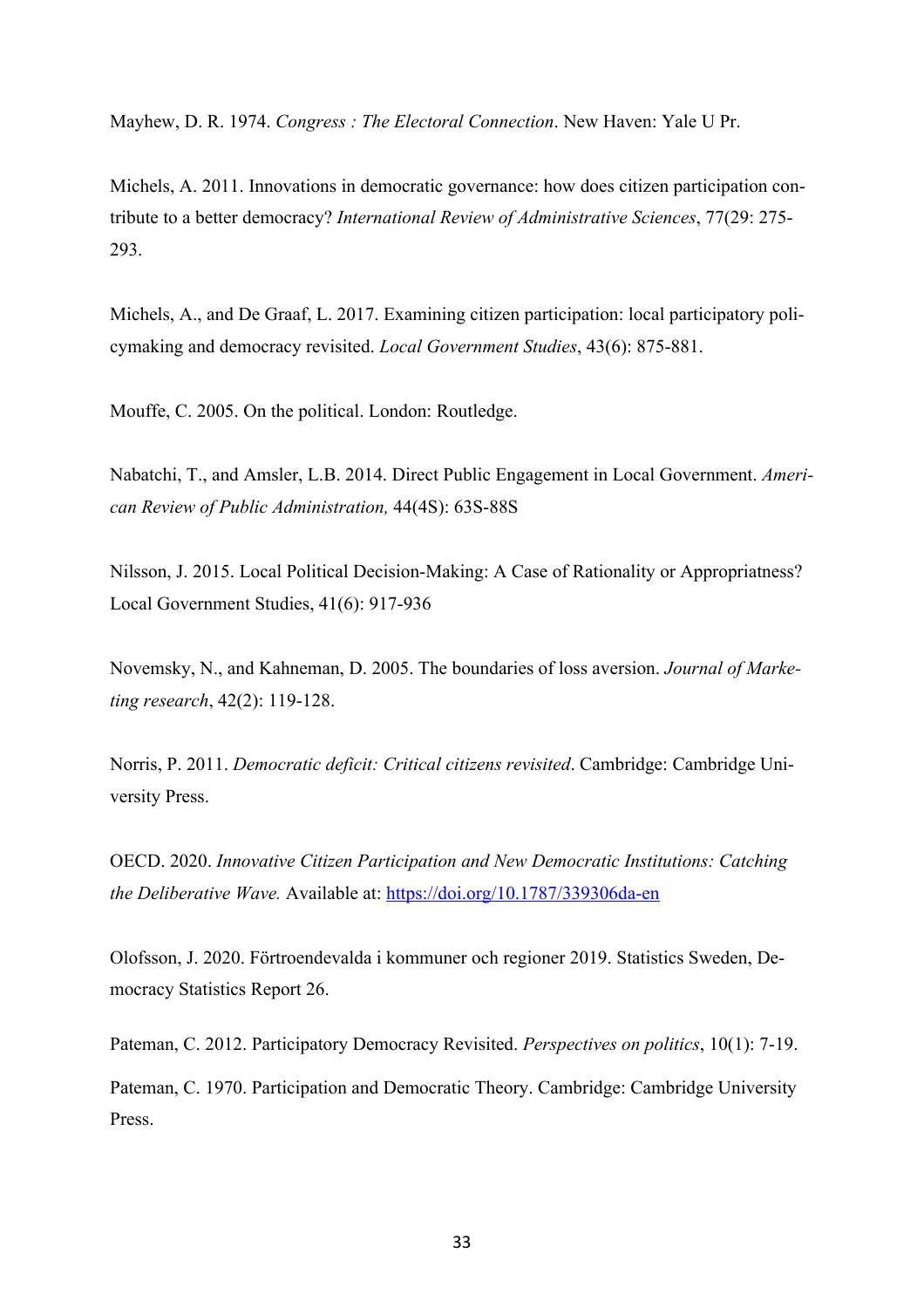Mayhew, D. R. 1974. *Congress : The Electoral Connection*. New Haven: Yale U Pr.

Michels, A. 2011. Innovations in democratic governance: how does citizen participation contribute to a better democracy? *International Review of Administrative Sciences*, 77(29: 275-293.

Michels, A., and De Graaf, L. 2017. Examining citizen participation: local participatory policymaking and democracy revisited. *Local Government Studies*, 43(6): 875-881.

Mouffe, C. 2005. On the political. London: Routledge.

Nabatchi, T., and Amsler, L.B. 2014. Direct Public Engagement in Local Government. *American Review of Public Administration,* 44(4S): 63S-88S

Nilsson, J. 2015. Local Political Decision-Making: A Case of Rationality or Appropriatness? Local Government Studies, 41(6): 917-936

Novemsky, N., and Kahneman, D. 2005. The boundaries of loss aversion. *Journal of Marketing research*, 42(2): 119-128.

Norris, P. 2011. *Democratic deficit: Critical citizens revisited*. Cambridge: Cambridge University Press.

OECD. 2020. *Innovative Citizen Participation and New Democratic Institutions: Catching the Deliberative Wave.* Available at: https://doi.org/10.1787/339306da-en

Olofsson, J. 2020. Förtroendevalda i kommuner och regioner 2019. Statistics Sweden, Democracy Statistics Report 26.

Pateman, C. 2012. Participatory Democracy Revisited. *Perspectives on politics*, 10(1): 7-19.

Pateman, C. 1970. Participation and Democratic Theory. Cambridge: Cambridge University Press.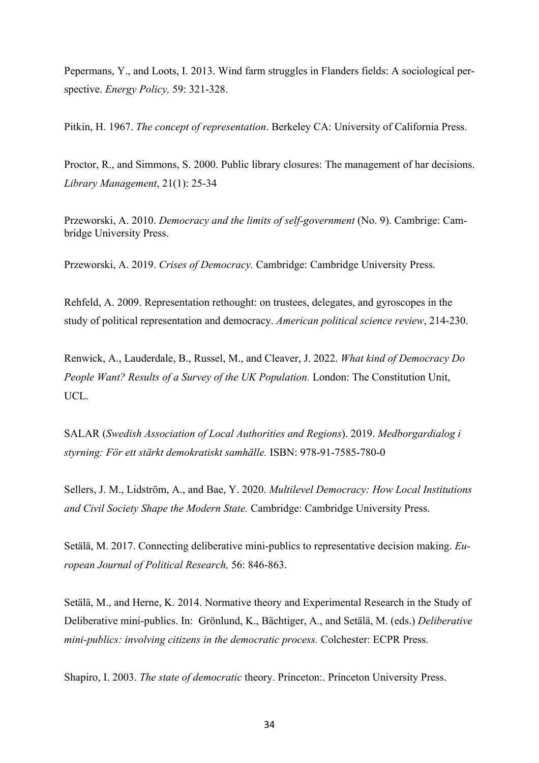Pepermans, Y., and Loots, I. 2013. Wind farm struggles in Flanders fields: A sociological perspective. *Energy Policy,* 59: 321-328.

Pitkin, H. 1967. *The concept of representation*. Berkeley CA: University of California Press.

Proctor, R., and Simmons, S. 2000. Public library closures: The management of har decisions. *Library Management*, 21(1): 25-34

Przeworski, A. 2010. *Democracy and the limits of self-government* (No. 9). Cambrige: Cambridge University Press.

Przeworski, A. 2019. *Crises of Democracy.* Cambridge: Cambridge University Press.

Rehfeld, A. 2009. Representation rethought: on trustees, delegates, and gyroscopes in the study of political representation and democracy. *American political science review*, 214-230.

Renwick, A., Lauderdale, B., Russel, M., and Cleaver, J. 2022. *What kind of Democracy Do People Want? Results of a Survey of the UK Population.* London: The Constitution Unit, UCL.

SALAR (*Swedish Association of Local Authorities and Regions*). 2019. *Medborgardialog i styrning: För ett stärkt demokratiskt samhälle.* ISBN: 978-91-7585-780-0

Sellers, J. M., Lidström, A., and Bae, Y. 2020. *Multilevel Democracy: How Local Institutions and Civil Society Shape the Modern State.* Cambridge: Cambridge University Press.

Setälä, M. 2017. Connecting deliberative mini-publics to representative decision making. *European Journal of Political Research,* 56: 846-863.

Setälä, M., and Herne, K. 2014. Normative theory and Experimental Research in the Study of Deliberative mini-publics. In: Grönlund, K., Bächtiger, A., and Setälä, M. (eds.) *Deliberative mini-publics: involving citizens in the democratic process.* Colchester: ECPR Press.

Shapiro, I. 2003. *The state of democratic* theory. Princeton:. Princeton University Press.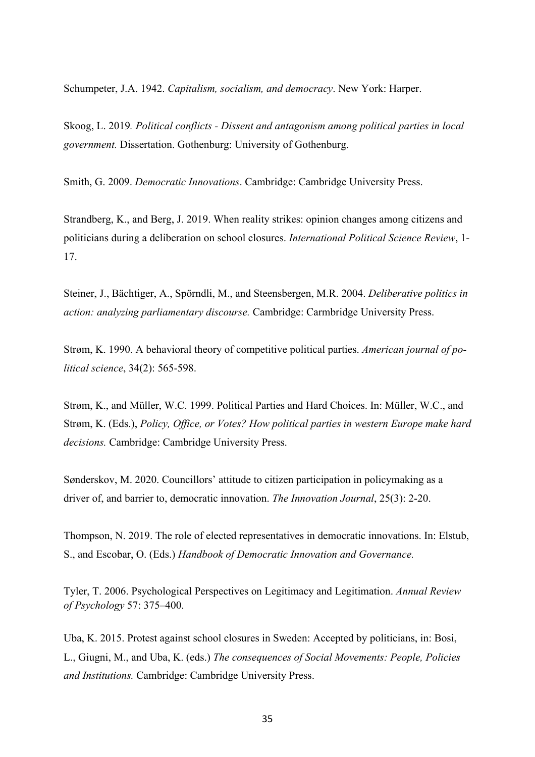Schumpeter, J.A. 1942. *Capitalism, socialism, and democracy*. New York: Harper.

Skoog, L. 2019*. Political conflicts - Dissent and antagonism among political parties in local government.* Dissertation. Gothenburg: University of Gothenburg.

Smith, G. 2009. *Democratic Innovations*. Cambridge: Cambridge University Press.

Strandberg, K., and Berg, J. 2019. When reality strikes: opinion changes among citizens and politicians during a deliberation on school closures. *International Political Science Review*, 1-17.

Steiner, J., Bächtiger, A., Spörndli, M., and Steensbergen, M.R. 2004. *Deliberative politics in action: analyzing parliamentary discourse.* Cambridge: Carmbridge University Press.

Strøm, K. 1990. A behavioral theory of competitive political parties. *American journal of political science*, 34(2): 565-598.

Strøm, K., and Müller, W.C. 1999. Political Parties and Hard Choices. In: Müller, W.C., and Strøm, K. (Eds.), *Policy, Office, or Votes? How political parties in western Europe make hard decisions.* Cambridge: Cambridge University Press.

Sønderskov, M. 2020. Councillors' attitude to citizen participation in policymaking as a driver of, and barrier to, democratic innovation. *The Innovation Journal*, 25(3): 2-20.

Thompson, N. 2019. The role of elected representatives in democratic innovations. In: Elstub, S., and Escobar, O. (Eds.) *Handbook of Democratic Innovation and Governance.*

Tyler, T. 2006. Psychological Perspectives on Legitimacy and Legitimation. *Annual Review of Psychology* 57: 375–400.

Uba, K. 2015. Protest against school closures in Sweden: Accepted by politicians, in: Bosi, L., Giugni, M., and Uba, K. (eds.) *The consequences of Social Movements: People, Policies and Institutions.* Cambridge: Cambridge University Press.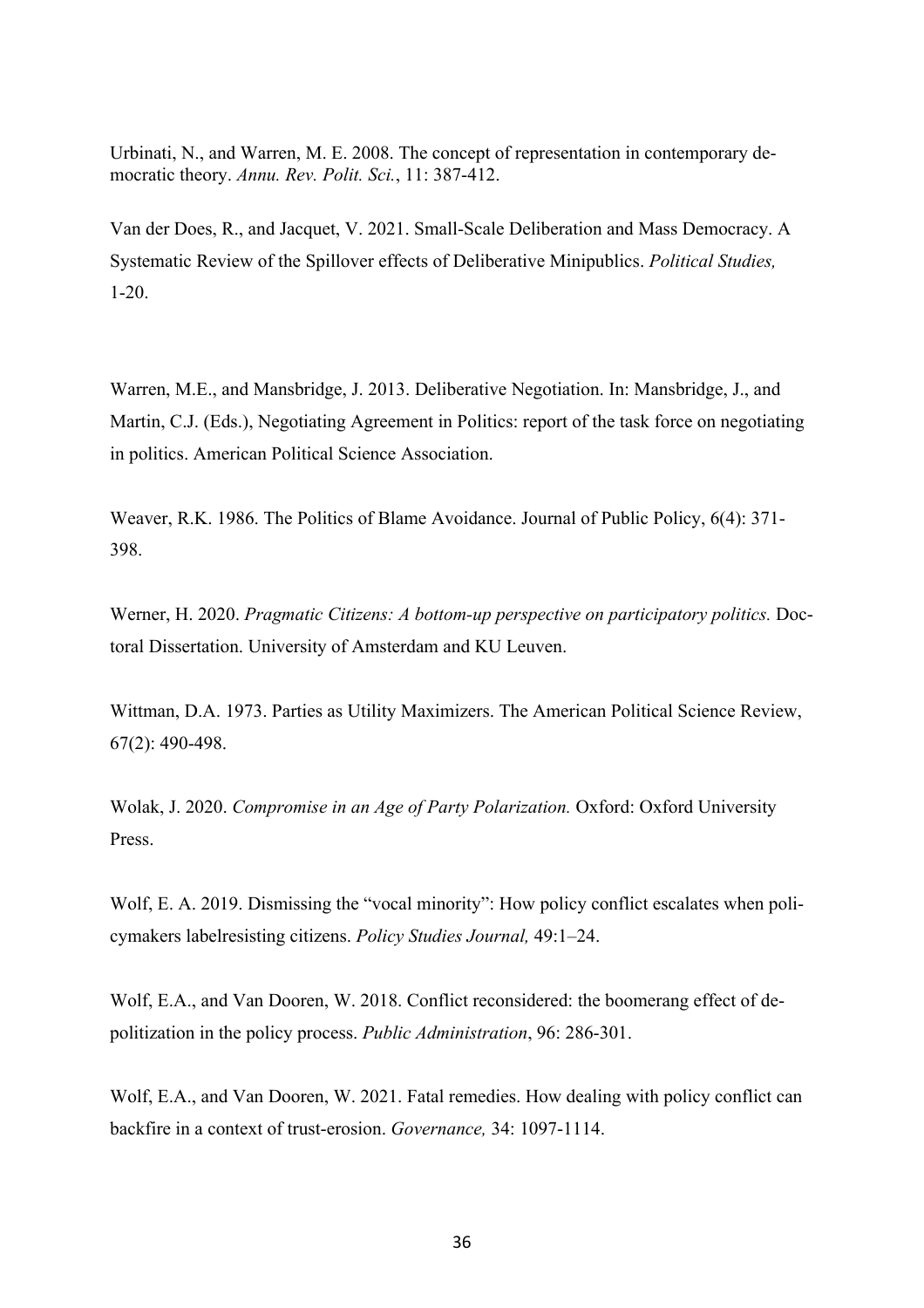Urbinati, N., and Warren, M. E. 2008. The concept of representation in contemporary democratic theory. *Annu. Rev. Polit. Sci.*, 11: 387-412.

Van der Does, R., and Jacquet, V. 2021. Small-Scale Deliberation and Mass Democracy. A Systematic Review of the Spillover effects of Deliberative Minipublics. *Political Studies,* 1-20.

Warren, M.E., and Mansbridge, J. 2013. Deliberative Negotiation. In: Mansbridge, J., and Martin, C.J. (Eds.), Negotiating Agreement in Politics: report of the task force on negotiating in politics. American Political Science Association.

Weaver, R.K. 1986. The Politics of Blame Avoidance. Journal of Public Policy, 6(4): 371-398.

Werner, H. 2020. *Pragmatic Citizens: A bottom-up perspective on participatory politics.* Doctoral Dissertation. University of Amsterdam and KU Leuven.

Wittman, D.A. 1973. Parties as Utility Maximizers. The American Political Science Review, 67(2): 490-498.

Wolak, J. 2020. *Compromise in an Age of Party Polarization.* Oxford: Oxford University Press.

Wolf, E. A. 2019. Dismissing the "vocal minority": How policy conflict escalates when policymakers labelresisting citizens. *Policy Studies Journal,* 49:1–24.

Wolf, E.A., and Van Dooren, W. 2018. Conflict reconsidered: the boomerang effect of depolitization in the policy process. *Public Administration*, 96: 286-301.

Wolf, E.A., and Van Dooren, W. 2021. Fatal remedies. How dealing with policy conflict can backfire in a context of trust-erosion. *Governance,* 34: 1097-1114.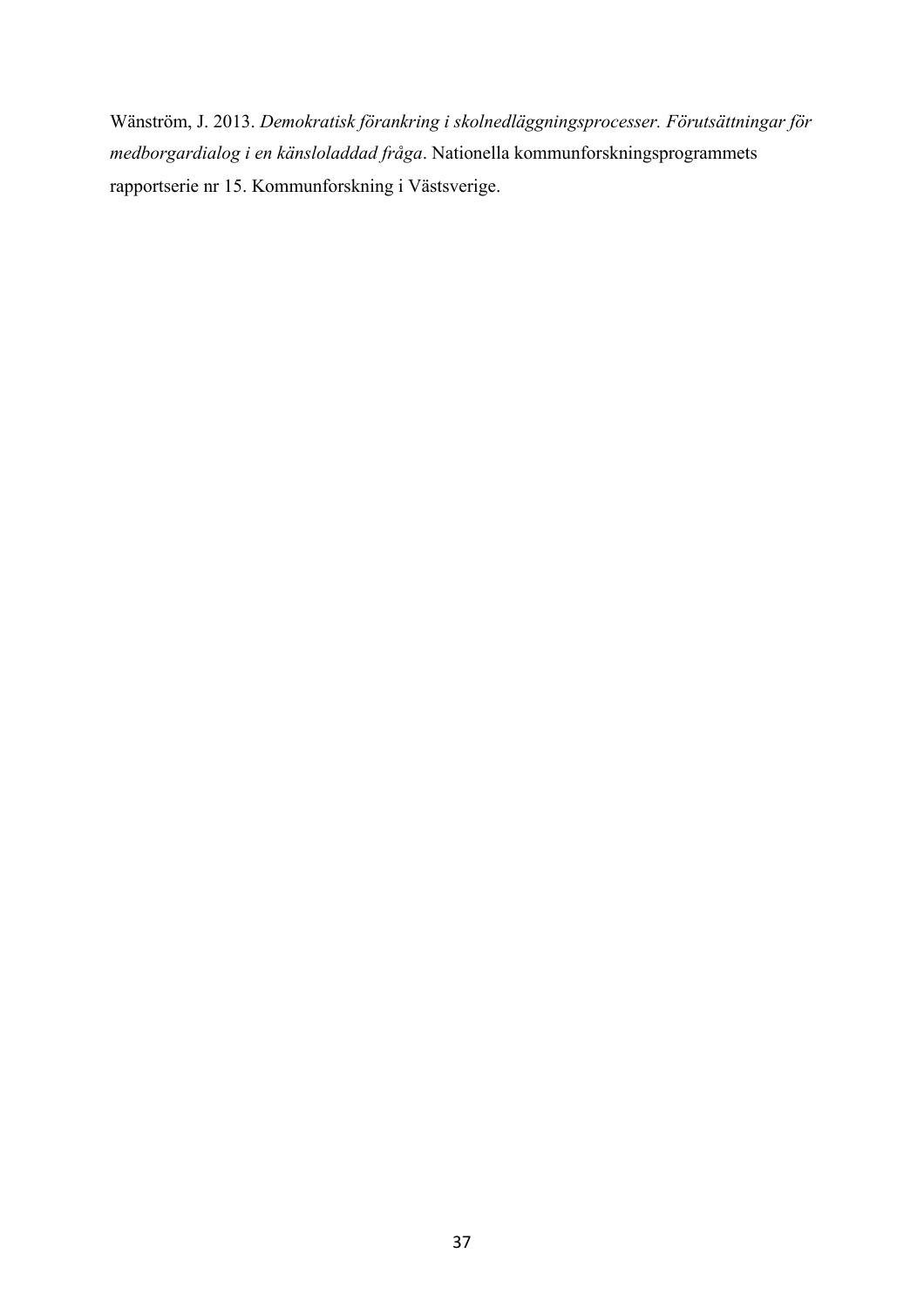Wänström, J. 2013. *Demokratisk förankring i skolnedläggningsprocesser. Förutsättningar för medborgardialog i en känsloladdad fråga*. Nationella kommunforskningsprogrammets rapportserie nr 15. Kommunforskning i Västsverige.